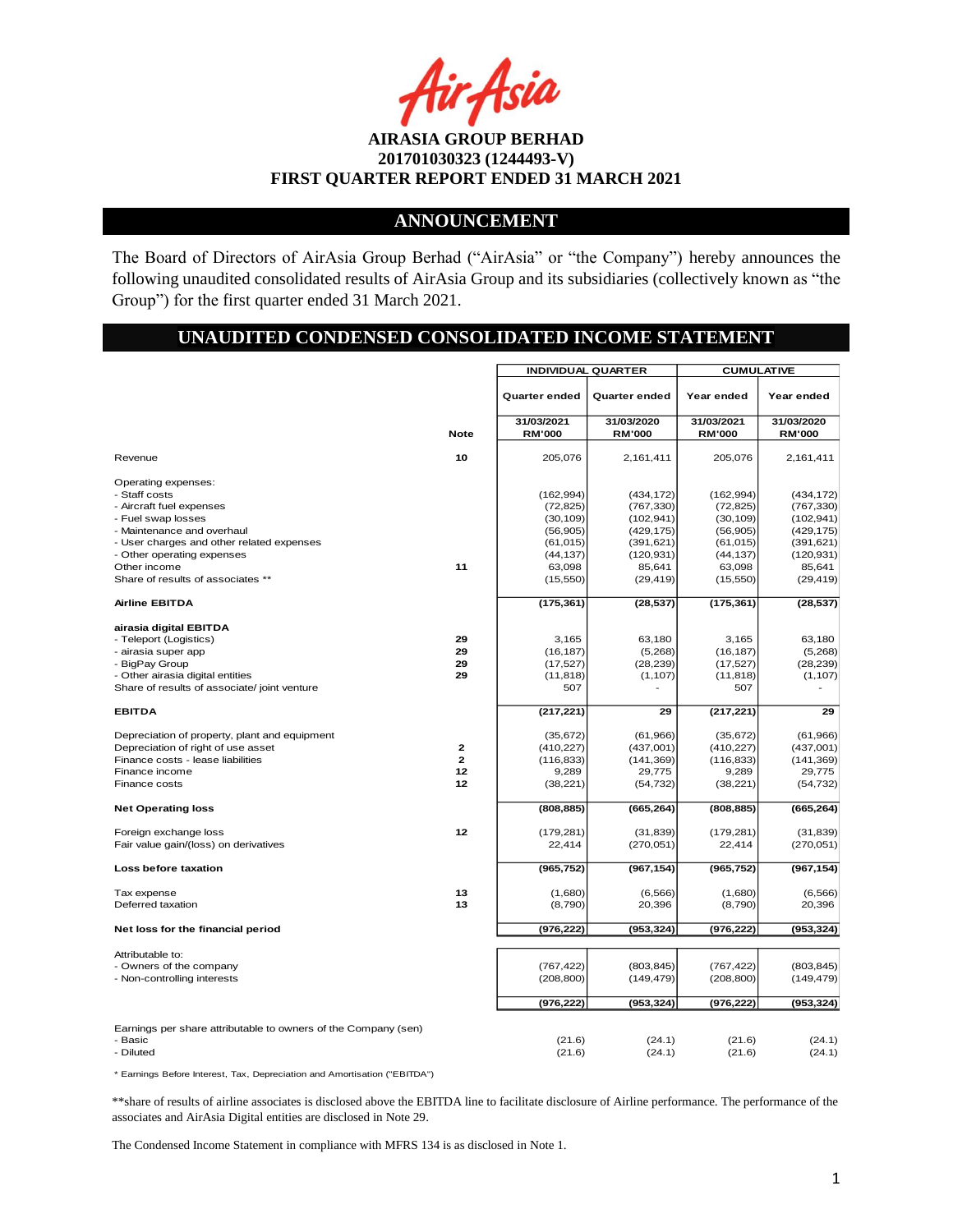# AIRASIA GROUP BERHAD
# 201701030323 (1244493-V)
# FIRST QUARTER REPORT ENDED 31 MARCH 2021

## ANNOUNCEMENT

The Board of Directors of AirAsia Group Berhad ("AirAsia" or "the Company") hereby announces the following unaudited consolidated results of AirAsia Group and its subsidiaries (collectively known as "the Group") for the first quarter ended 31 March 2021.

## UNAUDITED CONDENSED CONSOLIDATED INCOME STATEMENT

| | | INDIVIDUAL QUARTER | | CUMULATIVE | |
|---|---|---|---|---|---|
| | | Quarter ended | Quarter ended | Year ended | Year ended |
| | Note | 31/03/2021 RM'000 | 31/03/2020 RM'000 | 31/03/2021 RM'000 | 31/03/2020 RM'000 |
| Revenue | 10 | 205,076 | 2,161,411 | 205,076 | 2,161,411 |
| Operating expenses: | | | | | |
| - Staff costs | | (162,994) | (434,172) | (162,994) | (434,172) |
| - Aircraft fuel expenses | | (72,825) | (767,330) | (72,825) | (767,330) |
| - Fuel swap losses | | (30,109) | (102,941) | (30,109) | (102,941) |
| - Maintenance and overhaul | | (56,905) | (429,175) | (56,905) | (429,175) |
| - User charges and other related expenses | | (61,015) | (391,621) | (61,015) | (391,621) |
| - Other operating expenses | | (44,137) | (120,931) | (44,137) | (120,931) |
| Other income | 11 | 63,098 | 85,641 | 63,098 | 85,641 |
| Share of results of associates ** | | (15,550) | (29,419) | (15,550) | (29,419) |
| **Airline EBITDA** | | (175,361) | (28,537) | (175,361) | (28,537) |
| **airasia digital EBITDA** | | | | | |
| - Teleport (Logistics) | 29 | 3,165 | 63,180 | 3,165 | 63,180 |
| - airasia super app | 29 | (16,187) | (5,268) | (16,187) | (5,268) |
| - BigPay Group | 29 | (17,527) | (28,239) | (17,527) | (28,239) |
| - Other airasia digital entities | 29 | (11,818) | (1,107) | (11,818) | (1,107) |
| Share of results of associate/ joint venture | | 507 | - | 507 | - |
| **EBITDA** | | (217,221) | 29 | (217,221) | 29 |
| Depreciation of property, plant and equipment | | (35,672) | (61,966) | (35,672) | (61,966) |
| Depreciation of right of use asset | 2 | (410,227) | (437,001) | (410,227) | (437,001) |
| Finance costs - lease liabilities | 2 | (116,833) | (141,369) | (116,833) | (141,369) |
| Finance income | 12 | 9,289 | 29,775 | 9,289 | 29,775 |
| Finance costs | 12 | (38,221) | (54,732) | (38,221) | (54,732) |
| **Net Operating loss** | | (808,885) | (665,264) | (808,885) | (665,264) |
| Foreign exchange loss | 12 | (179,281) | (31,839) | (179,281) | (31,839) |
| Fair value gain/(loss) on derivatives | | 22,414 | (270,051) | 22,414 | (270,051) |
| **Loss before taxation** | | (965,752) | (967,154) | (965,752) | (967,154) |
| Tax expense | 13 | (1,680) | (6,566) | (1,680) | (6,566) |
| Deferred taxation | 13 | (8,790) | 20,396 | (8,790) | 20,396 |
| **Net loss for the financial period** | | (976,222) | (953,324) | (976,222) | (953,324) |
| Attributable to: | | | | | |
| - Owners of the company | | (767,422) | (803,845) | (767,422) | (803,845) |
| - Non-controlling interests | | (208,800) | (149,479) | (208,800) | (149,479) |
| | | (976,222) | (953,324) | (976,222) | (953,324) |
| Earnings per share attributable to owners of the Company (sen) | | | | | |
| - Basic | | (21.6) | (24.1) | (21.6) | (24.1) |
| - Diluted | | (21.6) | (24.1) | (21.6) | (24.1) |

* Earnings Before Interest, Tax, Depreciation and Amortisation ("EBITDA")

**share of results of airline associates is disclosed above the EBITDA line to facilitate disclosure of Airline performance. The performance of the associates and AirAsia Digital entities are disclosed in Note 29.

The Condensed Income Statement in compliance with MFRS 134 is as disclosed in Note 1.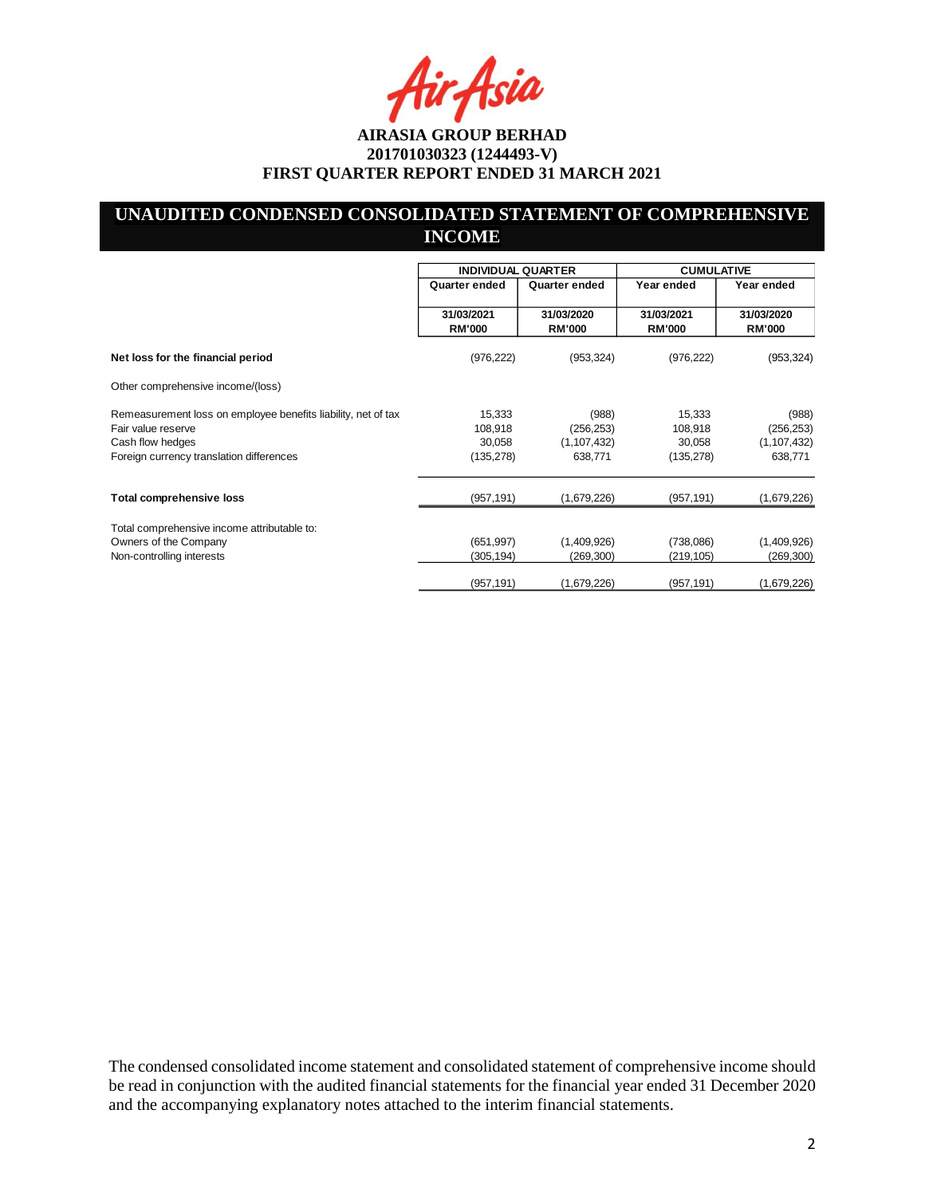**AIRASIA GROUP BERHAD**
**201701030323 (1244493-V)**
**FIRST QUARTER REPORT ENDED 31 MARCH 2021**

## UNAUDITED CONDENSED CONSOLIDATED STATEMENT OF COMPREHENSIVE INCOME

| | INDIVIDUAL QUARTER | | CUMULATIVE | |
|---|---|---|---|---|
| | Quarter ended | Quarter ended | Year ended | Year ended |
| | 31/03/2021 RM'000 | 31/03/2020 RM'000 | 31/03/2021 RM'000 | 31/03/2020 RM'000 |
| **Net loss for the financial period** | (976,222) | (953,324) | (976,222) | (953,324) |
| Other comprehensive income/(loss) | | | | |
| Remeasurement loss on employee benefits liability, net of tax | 15,333 | (988) | 15,333 | (988) |
| Fair value reserve | 108,918 | (256,253) | 108,918 | (256,253) |
| Cash flow hedges | 30,058 | (1,107,432) | 30,058 | (1,107,432) |
| Foreign currency translation differences | (135,278) | 638,771 | (135,278) | 638,771 |
| **Total comprehensive loss** | (957,191) | (1,679,226) | (957,191) | (1,679,226) |
| Total comprehensive income attributable to: | | | | |
| Owners of the Company | (651,997) | (1,409,926) | (738,086) | (1,409,926) |
| Non-controlling interests | (305,194) | (269,300) | (219,105) | (269,300) |
| | (957,191) | (1,679,226) | (957,191) | (1,679,226) |

The condensed consolidated income statement and consolidated statement of comprehensive income should be read in conjunction with the audited financial statements for the financial year ended 31 December 2020 and the accompanying explanatory notes attached to the interim financial statements.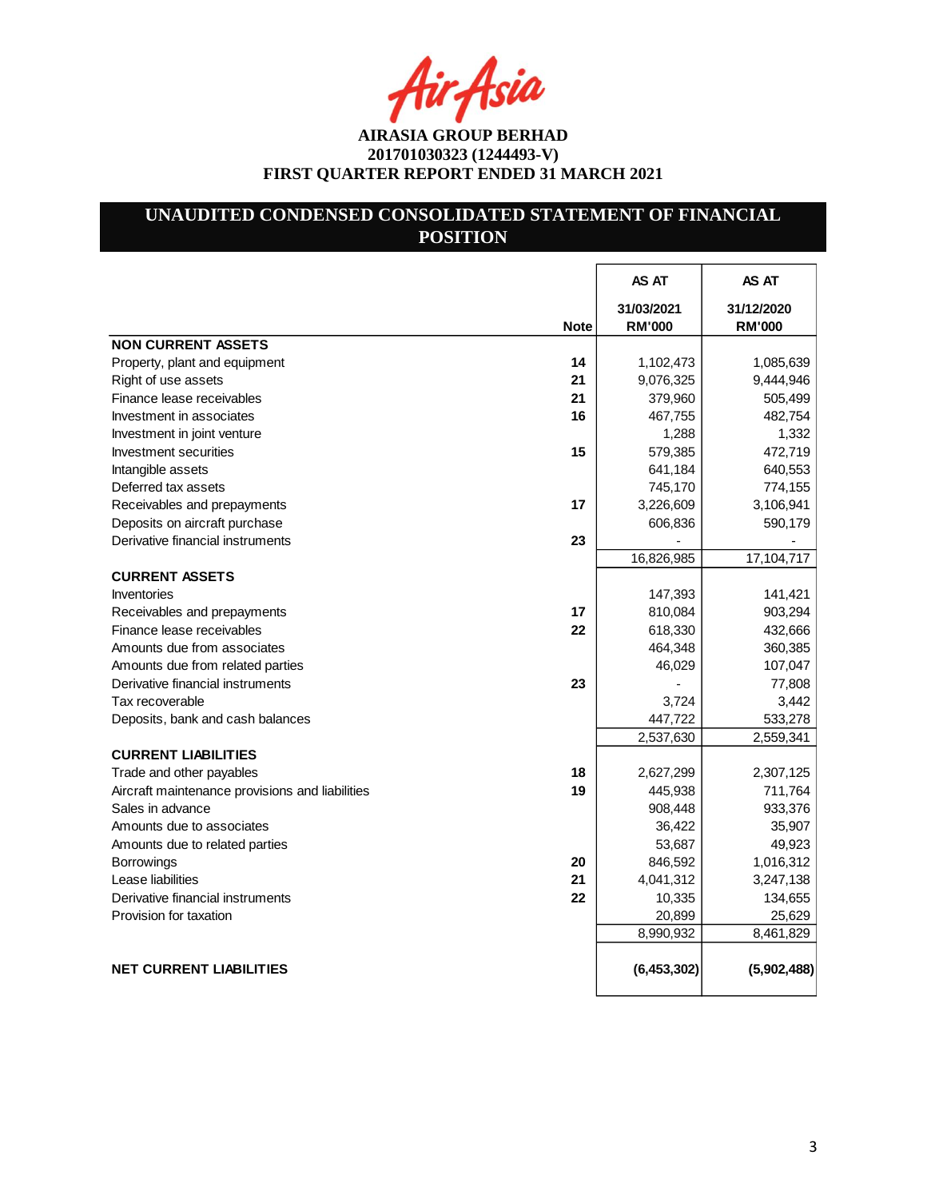# AIRASIA GROUP BERHAD
## 201701030323 (1244493-V)
## FIRST QUARTER REPORT ENDED 31 MARCH 2021

## UNAUDITED CONDENSED CONSOLIDATED STATEMENT OF FINANCIAL POSITION

| | Note | AS AT 31/03/2021 RM'000 | AS AT 31/12/2020 RM'000 |
|---|---|---|---|
| **NON CURRENT ASSETS** | | | |
| Property, plant and equipment | 14 | 1,102,473 | 1,085,639 |
| Right of use assets | 21 | 9,076,325 | 9,444,946 |
| Finance lease receivables | 21 | 379,960 | 505,499 |
| Investment in associates | 16 | 467,755 | 482,754 |
| Investment in joint venture | | 1,288 | 1,332 |
| Investment securities | 15 | 579,385 | 472,719 |
| Intangible assets | | 641,184 | 640,553 |
| Deferred tax assets | | 745,170 | 774,155 |
| Receivables and prepayments | 17 | 3,226,609 | 3,106,941 |
| Deposits on aircraft purchase | | 606,836 | 590,179 |
| Derivative financial instruments | 23 | - | - |
| | | 16,826,985 | 17,104,717 |
| **CURRENT ASSETS** | | | |
| Inventories | | 147,393 | 141,421 |
| Receivables and prepayments | 17 | 810,084 | 903,294 |
| Finance lease receivables | 22 | 618,330 | 432,666 |
| Amounts due from associates | | 464,348 | 360,385 |
| Amounts due from related parties | | 46,029 | 107,047 |
| Derivative financial instruments | 23 | - | 77,808 |
| Tax recoverable | | 3,724 | 3,442 |
| Deposits, bank and cash balances | | 447,722 | 533,278 |
| | | 2,537,630 | 2,559,341 |
| **CURRENT LIABILITIES** | | | |
| Trade and other payables | 18 | 2,627,299 | 2,307,125 |
| Aircraft maintenance provisions and liabilities | 19 | 445,938 | 711,764 |
| Sales in advance | | 908,448 | 933,376 |
| Amounts due to associates | | 36,422 | 35,907 |
| Amounts due to related parties | | 53,687 | 49,923 |
| Borrowings | 20 | 846,592 | 1,016,312 |
| Lease liabilities | 21 | 4,041,312 | 3,247,138 |
| Derivative financial instruments | 22 | 10,335 | 134,655 |
| Provision for taxation | | 20,899 | 25,629 |
| | | 8,990,932 | 8,461,829 |
| **NET CURRENT LIABILITIES** | | **(6,453,302)** | **(5,902,488)** |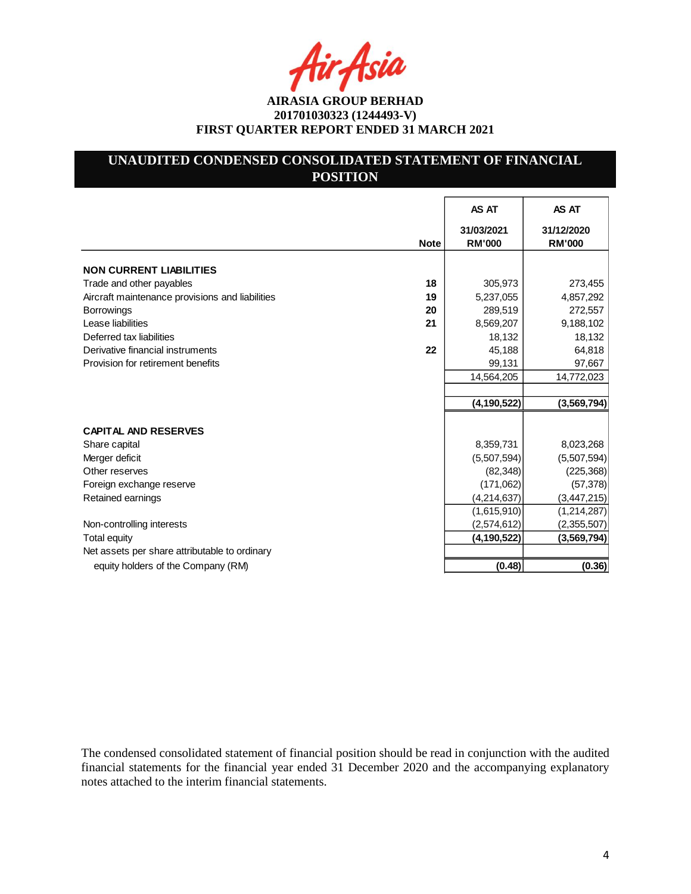AIRASIA GROUP BERHAD
201701030323 (1244493-V)
FIRST QUARTER REPORT ENDED 31 MARCH 2021

## UNAUDITED CONDENSED CONSOLIDATED STATEMENT OF FINANCIAL POSITION

| | Note | AS AT 31/03/2021 RM'000 | AS AT 31/12/2020 RM'000 |
|---|---|---|---|
| **NON CURRENT LIABILITIES** | | | |
| Trade and other payables | 18 | 305,973 | 273,455 |
| Aircraft maintenance provisions and liabilities | 19 | 5,237,055 | 4,857,292 |
| Borrowings | 20 | 289,519 | 272,557 |
| Lease liabilities | 21 | 8,569,207 | 9,188,102 |
| Deferred tax liabilities | | 18,132 | 18,132 |
| Derivative financial instruments | 22 | 45,188 | 64,818 |
| Provision for retirement benefits | | 99,131 | 97,667 |
| | | 14,564,205 | 14,772,023 |
| | | **(4,190,522)** | **(3,569,794)** |
| **CAPITAL AND RESERVES** | | | |
| Share capital | | 8,359,731 | 8,023,268 |
| Merger deficit | | (5,507,594) | (5,507,594) |
| Other reserves | | (82,348) | (225,368) |
| Foreign exchange reserve | | (171,062) | (57,378) |
| Retained earnings | | (4,214,637) | (3,447,215) |
| | | (1,615,910) | (1,214,287) |
| Non-controlling interests | | (2,574,612) | (2,355,507) |
| Total equity | | **(4,190,522)** | **(3,569,794)** |
| Net assets per share attributable to ordinary equity holders of the Company (RM) | | **(0.48)** | **(0.36)** |

The condensed consolidated statement of financial position should be read in conjunction with the audited financial statements for the financial year ended 31 December 2020 and the accompanying explanatory notes attached to the interim financial statements.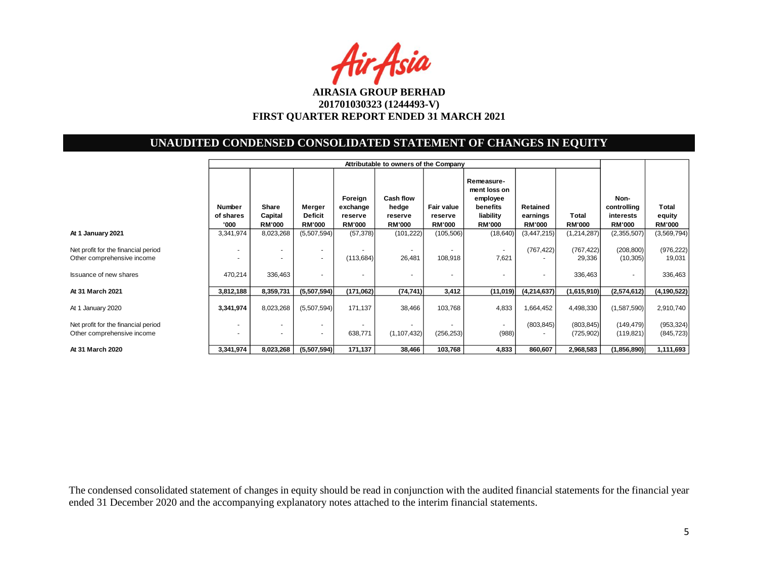**AIRASIA GROUP BERHAD**
**201701030323 (1244493-V)**
**FIRST QUARTER REPORT ENDED 31 MARCH 2021**

## UNAUDITED CONDENSED CONSOLIDATED STATEMENT OF CHANGES IN EQUITY

| | Attributable to owners of the Company | | | | | | | | | | |
|---|---|---|---|---|---|---|---|---|---|---|---|
| | Number of shares '000 | Share Capital RM'000 | Merger Deficit reserve RM'000 | Foreign exchange reserve RM'000 | Cash flow hedge reserve RM'000 | Fair value reserve RM'000 | Remeasure-ment loss on employee benefits liability RM'000 | Retained earnings RM'000 | Total RM'000 | Non-controlling interests RM'000 | Total equity RM'000 |
| **At 1 January 2021** | 3,341,974 | 8,023,268 | (5,507,594) | (57,378) | (101,222) | (105,506) | (18,640) | (3,447,215) | (1,214,287) | (2,355,507) | (3,569,794) |
| Net profit for the financial period | - | - | - | - | - | - | - | (767,422) | (767,422) | (208,800) | (976,222) |
| Other comprehensive income | - | - | - | (113,684) | 26,481 | 108,918 | 7,621 | - | 29,336 | (10,305) | 19,031 |
| Issuance of new shares | 470,214 | 336,463 | - | - | - | - | - | - | 336,463 | - | 336,463 |
| **At 31 March 2021** | **3,812,188** | **8,359,731** | **(5,507,594)** | **(171,062)** | **(74,741)** | **3,412** | **(11,019)** | **(4,214,637)** | **(1,615,910)** | **(2,574,612)** | **(4,190,522)** |
| At 1 January 2020 | **3,341,974** | 8,023,268 | (5,507,594) | 171,137 | 38,466 | 103,768 | 4,833 | 1,664,452 | 4,498,330 | (1,587,590) | 2,910,740 |
| Net profit for the financial period | - | - | - | - | - | - | - | (803,845) | (803,845) | (149,479) | (953,324) |
| Other comprehensive income | - | - | - | 638,771 | (1,107,432) | (256,253) | (988) | - | (725,902) | (119,821) | (845,723) |
| **At 31 March 2020** | **3,341,974** | **8,023,268** | **(5,507,594)** | **171,137** | **38,466** | **103,768** | **4,833** | **860,607** | **2,968,583** | **(1,856,890)** | **1,111,693** |

The condensed consolidated statement of changes in equity should be read in conjunction with the audited financial statements for the financial year ended 31 December 2020 and the accompanying explanatory notes attached to the interim financial statements.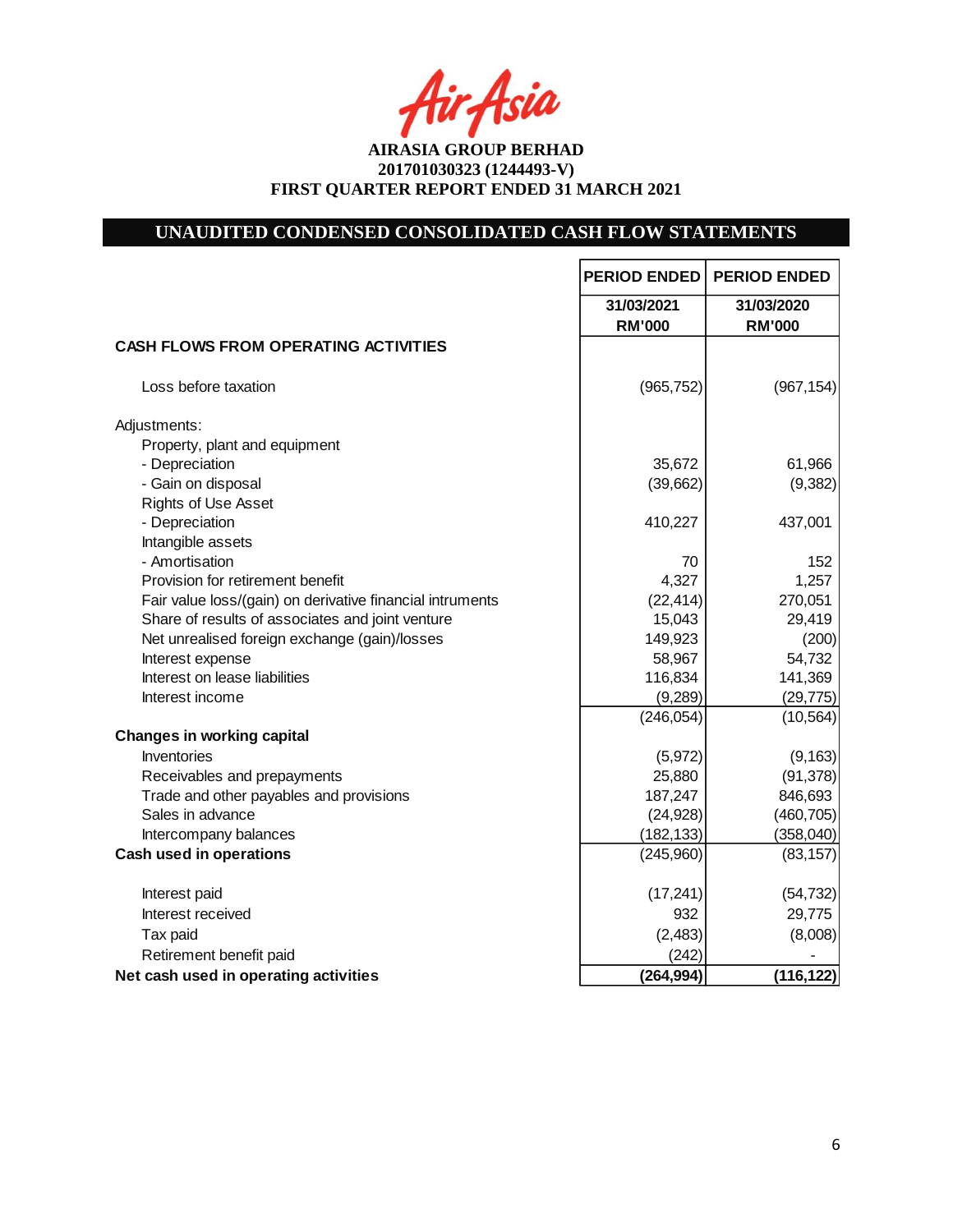**AIRASIA GROUP BERHAD**
**201701030323 (1244493-V)**
**FIRST QUARTER REPORT ENDED 31 MARCH 2021**

## UNAUDITED CONDENSED CONSOLIDATED CASH FLOW STATEMENTS

| | PERIOD ENDED | PERIOD ENDED |
|---|---|---|
| | 31/03/2021 RM'000 | 31/03/2020 RM'000 |
| **CASH FLOWS FROM OPERATING ACTIVITIES** | | |
| Loss before taxation | (965,752) | (967,154) |
| Adjustments: | | |
| Property, plant and equipment | | |
| - Depreciation | 35,672 | 61,966 |
| - Gain on disposal | (39,662) | (9,382) |
| Rights of Use Asset | | |
| - Depreciation | 410,227 | 437,001 |
| Intangible assets | | |
| - Amortisation | 70 | 152 |
| Provision for retirement benefit | 4,327 | 1,257 |
| Fair value loss/(gain) on derivative financial intruments | (22,414) | 270,051 |
| Share of results of associates and joint venture | 15,043 | 29,419 |
| Net unrealised foreign exchange (gain)/losses | 149,923 | (200) |
| Interest expense | 58,967 | 54,732 |
| Interest on lease liabilities | 116,834 | 141,369 |
| Interest income | (9,289) | (29,775) |
| | (246,054) | (10,564) |
| **Changes in working capital** | | |
| Inventories | (5,972) | (9,163) |
| Receivables and prepayments | 25,880 | (91,378) |
| Trade and other payables and provisions | 187,247 | 846,693 |
| Sales in advance | (24,928) | (460,705) |
| Intercompany balances | (182,133) | (358,040) |
| **Cash used in operations** | (245,960) | (83,157) |
| Interest paid | (17,241) | (54,732) |
| Interest received | 932 | 29,775 |
| Tax paid | (2,483) | (8,008) |
| Retirement benefit paid | (242) | - |
| **Net cash used in operating activities** | **(264,994)** | **(116,122)** |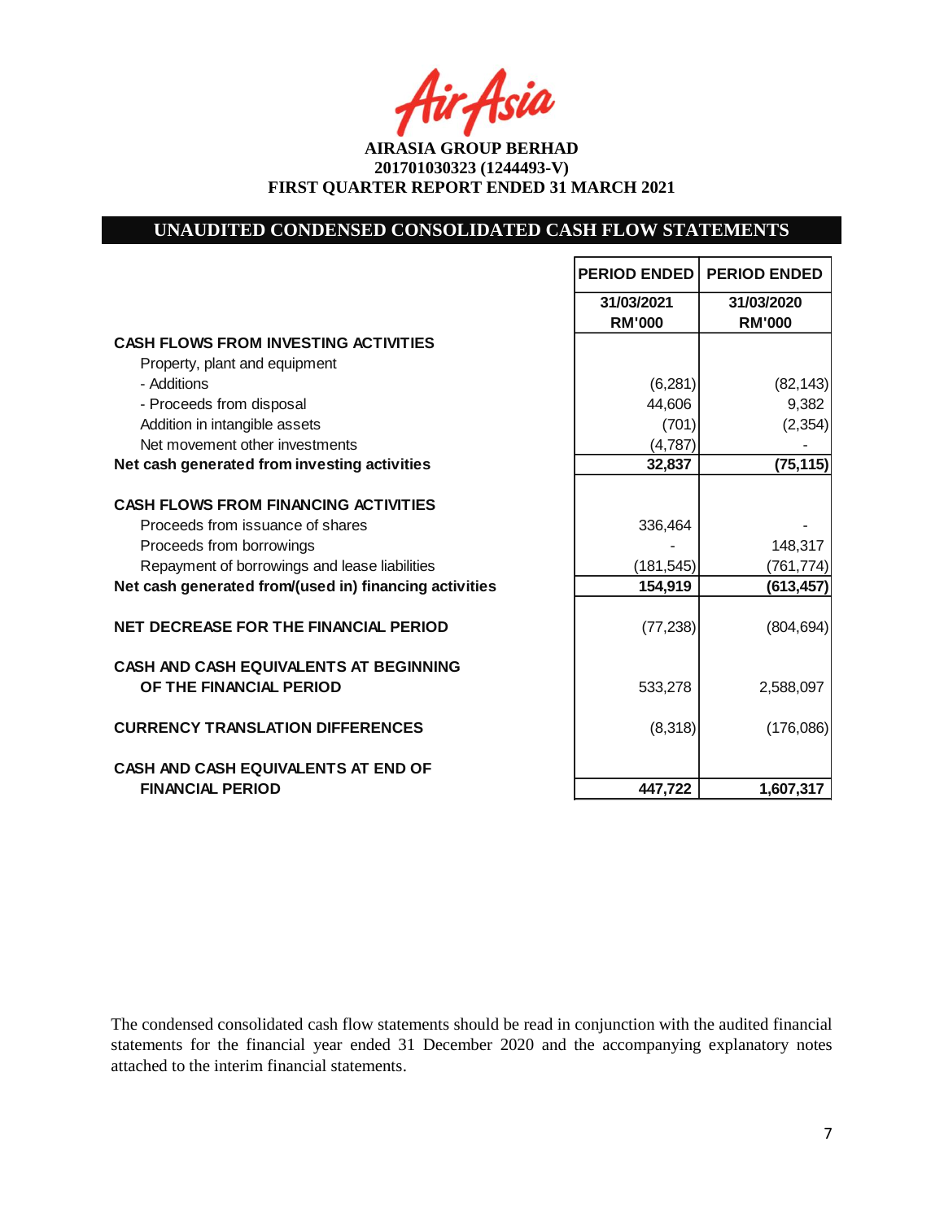**AIRASIA GROUP BERHAD**
**201701030323 (1244493-V)**
**FIRST QUARTER REPORT ENDED 31 MARCH 2021**

## UNAUDITED CONDENSED CONSOLIDATED CASH FLOW STATEMENTS

| | PERIOD ENDED | PERIOD ENDED |
|---|---|---|
| | 31/03/2021 RM'000 | 31/03/2020 RM'000 |
| **CASH FLOWS FROM INVESTING ACTIVITIES** | | |
| Property, plant and equipment | | |
| - Additions | (6,281) | (82,143) |
| - Proceeds from disposal | 44,606 | 9,382 |
| Addition in intangible assets | (701) | (2,354) |
| Net movement other investments | (4,787) | - |
| **Net cash generated from investing activities** | **32,837** | **(75,115)** |
| | | |
| **CASH FLOWS FROM FINANCING ACTIVITIES** | | |
| Proceeds from issuance of shares | 336,464 | - |
| Proceeds from borrowings | - | 148,317 |
| Repayment of borrowings and lease liabilities | (181,545) | (761,774) |
| **Net cash generated from/(used in) financing activities** | **154,919** | **(613,457)** |
| | | |
| **NET DECREASE FOR THE FINANCIAL PERIOD** | (77,238) | (804,694) |
| | | |
| **CASH AND CASH EQUIVALENTS AT BEGINNING OF THE FINANCIAL PERIOD** | 533,278 | 2,588,097 |
| | | |
| **CURRENCY TRANSLATION DIFFERENCES** | (8,318) | (176,086) |
| | | |
| **CASH AND CASH EQUIVALENTS AT END OF FINANCIAL PERIOD** | **447,722** | **1,607,317** |

The condensed consolidated cash flow statements should be read in conjunction with the audited financial statements for the financial year ended 31 December 2020 and the accompanying explanatory notes attached to the interim financial statements.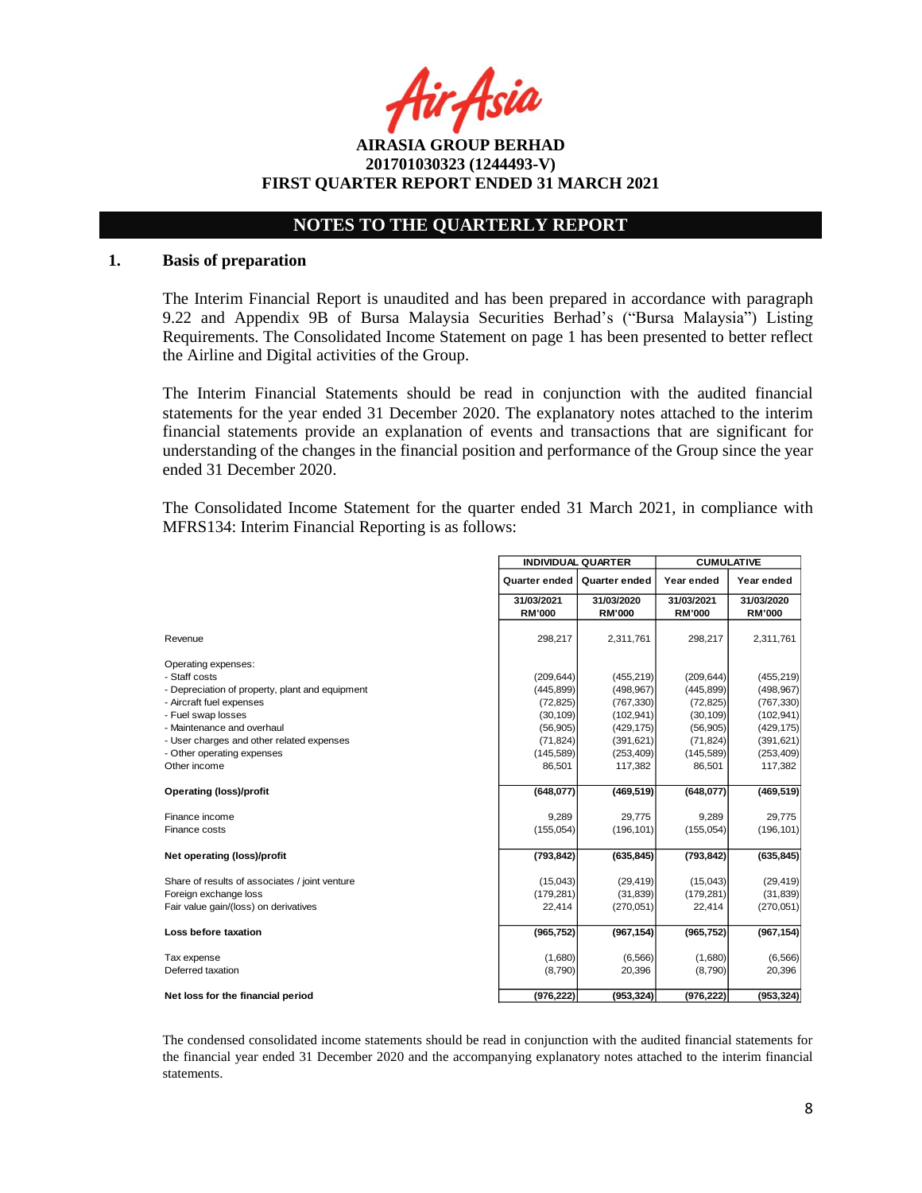**AIRASIA GROUP BERHAD**
**201701030323 (1244493-V)**
**FIRST QUARTER REPORT ENDED 31 MARCH 2021**

## NOTES TO THE QUARTERLY REPORT

### 1. Basis of preparation

The Interim Financial Report is unaudited and has been prepared in accordance with paragraph 9.22 and Appendix 9B of Bursa Malaysia Securities Berhad's ("Bursa Malaysia") Listing Requirements. The Consolidated Income Statement on page 1 has been presented to better reflect the Airline and Digital activities of the Group.

The Interim Financial Statements should be read in conjunction with the audited financial statements for the year ended 31 December 2020. The explanatory notes attached to the interim financial statements provide an explanation of events and transactions that are significant for understanding of the changes in the financial position and performance of the Group since the year ended 31 December 2020.

The Consolidated Income Statement for the quarter ended 31 March 2021, in compliance with MFRS134: Interim Financial Reporting is as follows:

| | INDIVIDUAL QUARTER | | CUMULATIVE | |
|---|---|---|---|---|
| | Quarter ended | Quarter ended | Year ended | Year ended |
| | 31/03/2021 RM'000 | 31/03/2020 RM'000 | 31/03/2021 RM'000 | 31/03/2020 RM'000 |
| Revenue | 298,217 | 2,311,761 | 298,217 | 2,311,761 |
| Operating expenses: | | | | |
| - Staff costs | (209,644) | (455,219) | (209,644) | (455,219) |
| - Depreciation of property, plant and equipment | (445,899) | (498,967) | (445,899) | (498,967) |
| - Aircraft fuel expenses | (72,825) | (767,330) | (72,825) | (767,330) |
| - Fuel swap losses | (30,109) | (102,941) | (30,109) | (102,941) |
| - Maintenance and overhaul | (56,905) | (429,175) | (56,905) | (429,175) |
| - User charges and other related expenses | (71,824) | (391,621) | (71,824) | (391,621) |
| - Other operating expenses | (145,589) | (253,409) | (145,589) | (253,409) |
| Other income | 86,501 | 117,382 | 86,501 | 117,382 |
| **Operating (loss)/profit** | **(648,077)** | **(469,519)** | **(648,077)** | **(469,519)** |
| Finance income | 9,289 | 29,775 | 9,289 | 29,775 |
| Finance costs | (155,054) | (196,101) | (155,054) | (196,101) |
| **Net operating (loss)/profit** | **(793,842)** | **(635,845)** | **(793,842)** | **(635,845)** |
| Share of results of associates / joint venture | (15,043) | (29,419) | (15,043) | (29,419) |
| Foreign exchange loss | (179,281) | (31,839) | (179,281) | (31,839) |
| Fair value gain/(loss) on derivatives | 22,414 | (270,051) | 22,414 | (270,051) |
| **Loss before taxation** | **(965,752)** | **(967,154)** | **(965,752)** | **(967,154)** |
| Tax expense | (1,680) | (6,566) | (1,680) | (6,566) |
| Deferred taxation | (8,790) | 20,396 | (8,790) | 20,396 |
| **Net loss for the financial period** | **(976,222)** | **(953,324)** | **(976,222)** | **(953,324)** |

The condensed consolidated income statements should be read in conjunction with the audited financial statements for the financial year ended 31 December 2020 and the accompanying explanatory notes attached to the interim financial statements.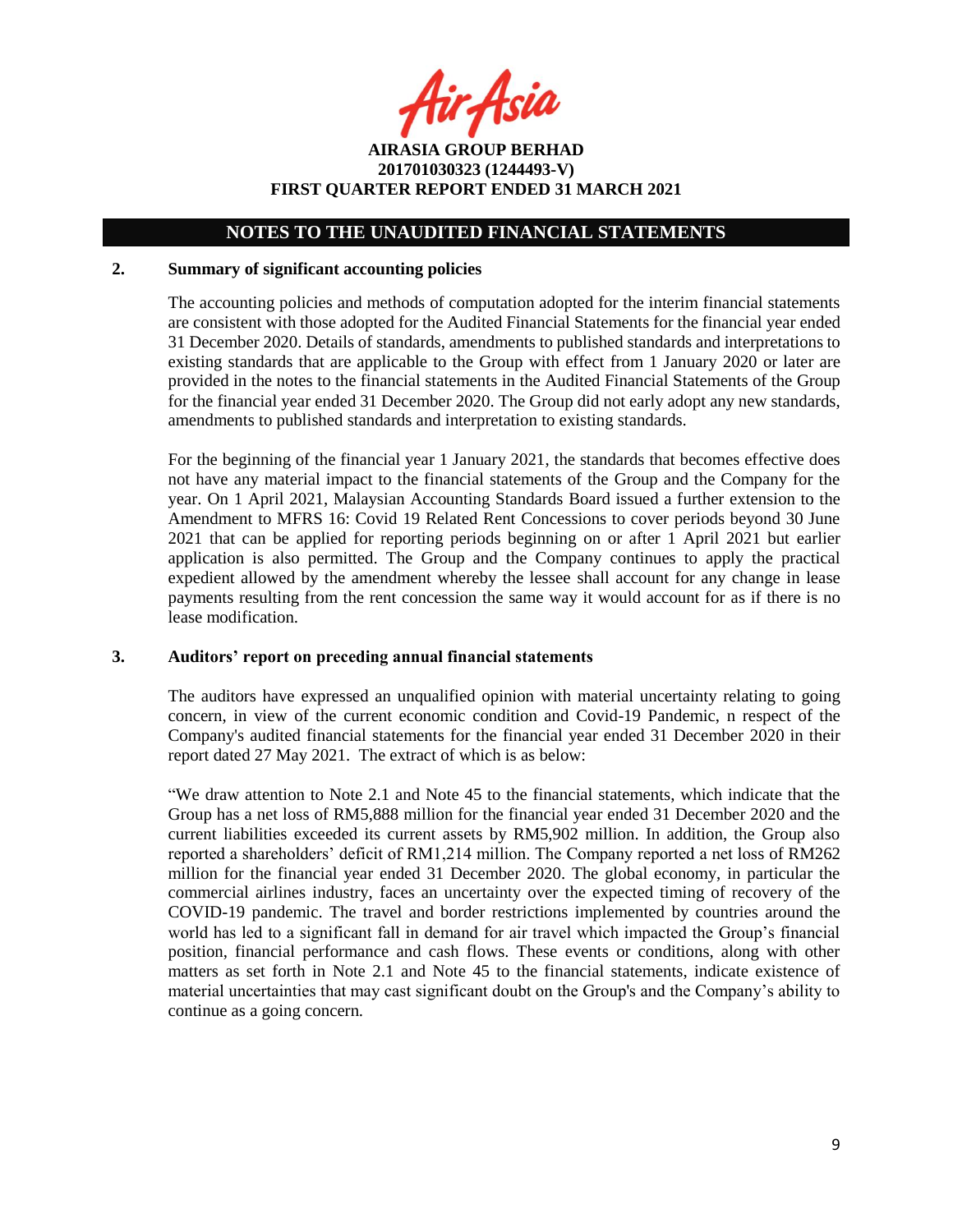## NOTES TO THE UNAUDITED FINANCIAL STATEMENTS

### 2. Summary of significant accounting policies

The accounting policies and methods of computation adopted for the interim financial statements are consistent with those adopted for the Audited Financial Statements for the financial year ended 31 December 2020. Details of standards, amendments to published standards and interpretations to existing standards that are applicable to the Group with effect from 1 January 2020 or later are provided in the notes to the financial statements in the Audited Financial Statements of the Group for the financial year ended 31 December 2020. The Group did not early adopt any new standards, amendments to published standards and interpretation to existing standards.

For the beginning of the financial year 1 January 2021, the standards that becomes effective does not have any material impact to the financial statements of the Group and the Company for the year. On 1 April 2021, Malaysian Accounting Standards Board issued a further extension to the Amendment to MFRS 16: Covid 19 Related Rent Concessions to cover periods beyond 30 June 2021 that can be applied for reporting periods beginning on or after 1 April 2021 but earlier application is also permitted. The Group and the Company continues to apply the practical expedient allowed by the amendment whereby the lessee shall account for any change in lease payments resulting from the rent concession the same way it would account for as if there is no lease modification.

### 3. Auditors' report on preceding annual financial statements

The auditors have expressed an unqualified opinion with material uncertainty relating to going concern, in view of the current economic condition and Covid-19 Pandemic, n respect of the Company's audited financial statements for the financial year ended 31 December 2020 in their report dated 27 May 2021. The extract of which is as below:

"We draw attention to Note 2.1 and Note 45 to the financial statements, which indicate that the Group has a net loss of RM5,888 million for the financial year ended 31 December 2020 and the current liabilities exceeded its current assets by RM5,902 million. In addition, the Group also reported a shareholders' deficit of RM1,214 million. The Company reported a net loss of RM262 million for the financial year ended 31 December 2020. The global economy, in particular the commercial airlines industry, faces an uncertainty over the expected timing of recovery of the COVID-19 pandemic. The travel and border restrictions implemented by countries around the world has led to a significant fall in demand for air travel which impacted the Group's financial position, financial performance and cash flows. These events or conditions, along with other matters as set forth in Note 2.1 and Note 45 to the financial statements, indicate existence of material uncertainties that may cast significant doubt on the Group's and the Company's ability to continue as a going concern.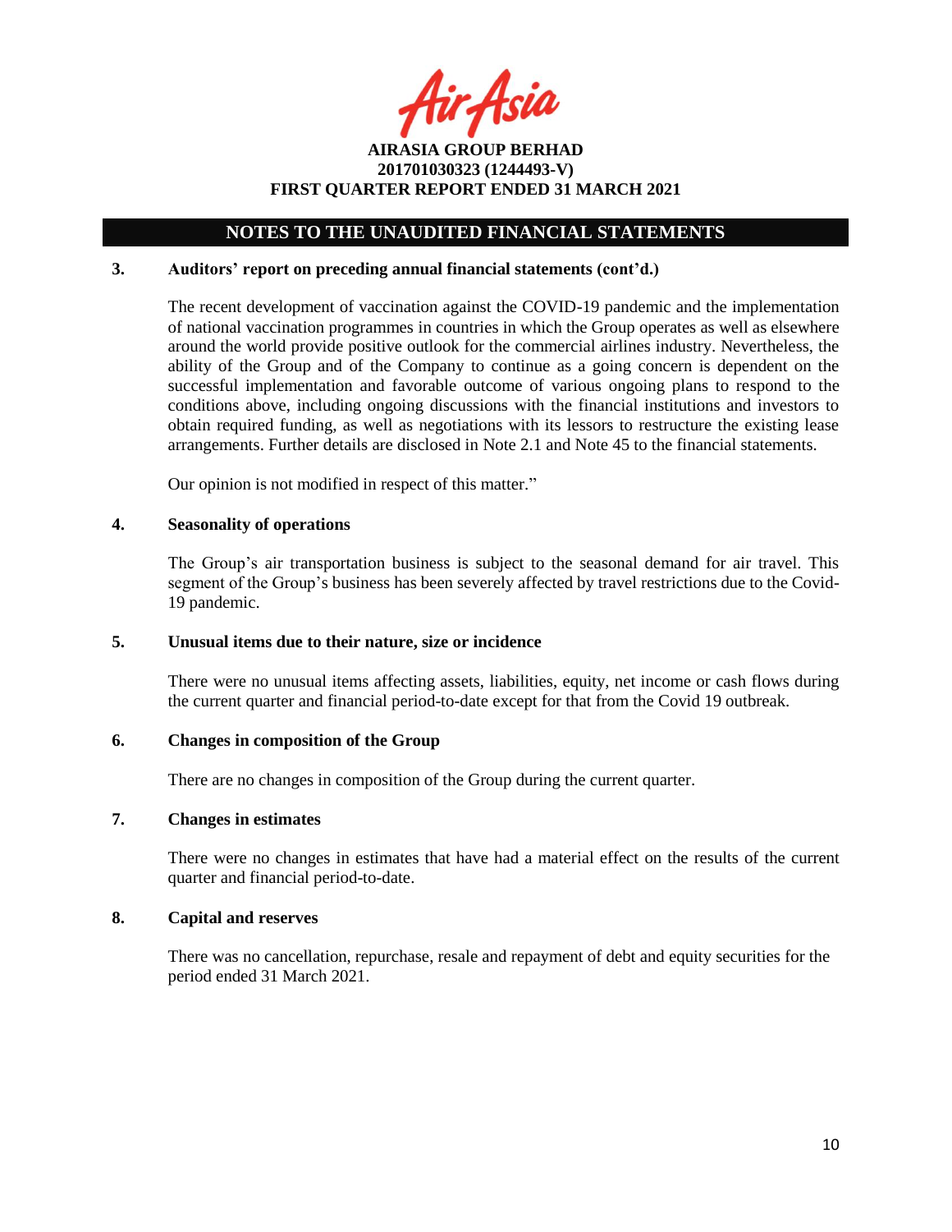**AIRASIA GROUP BERHAD**
**201701030323 (1244493-V)**
**FIRST QUARTER REPORT ENDED 31 MARCH 2021**

## NOTES TO THE UNAUDITED FINANCIAL STATEMENTS

### 3. Auditors' report on preceding annual financial statements (cont'd.)

The recent development of vaccination against the COVID-19 pandemic and the implementation of national vaccination programmes in countries in which the Group operates as well as elsewhere around the world provide positive outlook for the commercial airlines industry. Nevertheless, the ability of the Group and of the Company to continue as a going concern is dependent on the successful implementation and favorable outcome of various ongoing plans to respond to the conditions above, including ongoing discussions with the financial institutions and investors to obtain required funding, as well as negotiations with its lessors to restructure the existing lease arrangements. Further details are disclosed in Note 2.1 and Note 45 to the financial statements.

Our opinion is not modified in respect of this matter."

### 4. Seasonality of operations

The Group's air transportation business is subject to the seasonal demand for air travel. This segment of the Group's business has been severely affected by travel restrictions due to the Covid-19 pandemic.

### 5. Unusual items due to their nature, size or incidence

There were no unusual items affecting assets, liabilities, equity, net income or cash flows during the current quarter and financial period-to-date except for that from the Covid 19 outbreak.

### 6. Changes in composition of the Group

There are no changes in composition of the Group during the current quarter.

### 7. Changes in estimates

There were no changes in estimates that have had a material effect on the results of the current quarter and financial period-to-date.

### 8. Capital and reserves

There was no cancellation, repurchase, resale and repayment of debt and equity securities for the period ended 31 March 2021.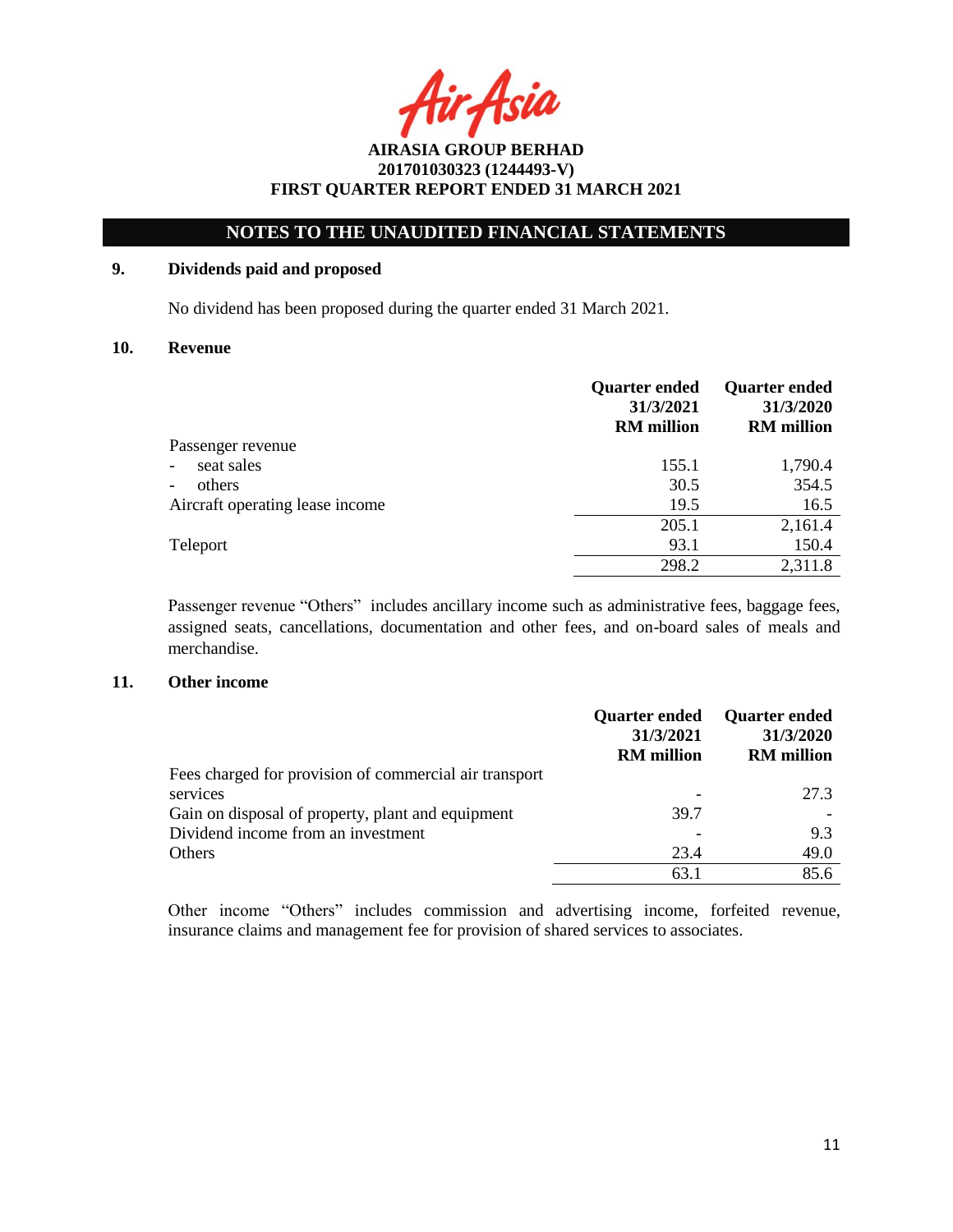## NOTES TO THE UNAUDITED FINANCIAL STATEMENTS

### 9. Dividends paid and proposed

No dividend has been proposed during the quarter ended 31 March 2021.

### 10. Revenue

| | Quarter ended 31/3/2021 RM million | Quarter ended 31/3/2020 RM million |
|---|---|---|
| Passenger revenue | | |
| - seat sales | 155.1 | 1,790.4 |
| - others | 30.5 | 354.5 |
| Aircraft operating lease income | 19.5 | 16.5 |
| | 205.1 | 2,161.4 |
| Teleport | 93.1 | 150.4 |
| | 298.2 | 2,311.8 |

Passenger revenue "Others" includes ancillary income such as administrative fees, baggage fees, assigned seats, cancellations, documentation and other fees, and on-board sales of meals and merchandise.

### 11. Other income

| | Quarter ended 31/3/2021 RM million | Quarter ended 31/3/2020 RM million |
|---|---|---|
| Fees charged for provision of commercial air transport services | - | 27.3 |
| Gain on disposal of property, plant and equipment | 39.7 | - |
| Dividend income from an investment | - | 9.3 |
| Others | 23.4 | 49.0 |
| | 63.1 | 85.6 |

Other income "Others" includes commission and advertising income, forfeited revenue, insurance claims and management fee for provision of shared services to associates.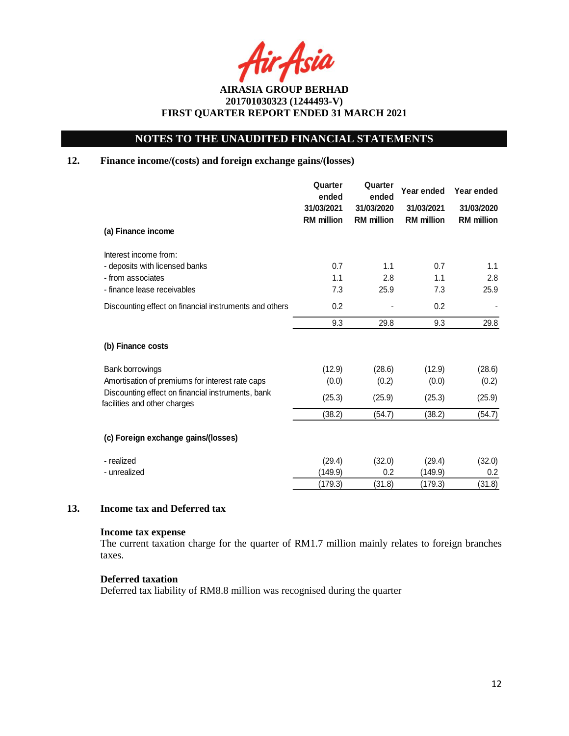AIRASIA GROUP BERHAD
201701030323 (1244493-V)
FIRST QUARTER REPORT ENDED 31 MARCH 2021

## NOTES TO THE UNAUDITED FINANCIAL STATEMENTS

### 12. Finance income/(costs) and foreign exchange gains/(losses)

| | Quarter ended 31/03/2021 RM million | Quarter ended 31/03/2020 RM million | Year ended 31/03/2021 RM million | Year ended 31/03/2020 RM million |
|---|---|---|---|---|
| **(a) Finance income** | | | | |
| Interest income from: | | | | |
| - deposits with licensed banks | 0.7 | 1.1 | 0.7 | 1.1 |
| - from associates | 1.1 | 2.8 | 1.1 | 2.8 |
| - finance lease receivables | 7.3 | 25.9 | 7.3 | 25.9 |
| Discounting effect on financial instruments and others | 0.2 | - | 0.2 | - |
| | 9.3 | 29.8 | 9.3 | 29.8 |
| **(b) Finance costs** | | | | |
| Bank borrowings | (12.9) | (28.6) | (12.9) | (28.6) |
| Amortisation of premiums for interest rate caps | (0.0) | (0.2) | (0.0) | (0.2) |
| Discounting effect on financial instruments, bank facilities and other charges | (25.3) | (25.9) | (25.3) | (25.9) |
| | (38.2) | (54.7) | (38.2) | (54.7) |
| **(c) Foreign exchange gains/(losses)** | | | | |
| - realized | (29.4) | (32.0) | (29.4) | (32.0) |
| - unrealized | (149.9) | 0.2 | (149.9) | 0.2 |
| | (179.3) | (31.8) | (179.3) | (31.8) |

### 13. Income tax and Deferred tax

**Income tax expense**

The current taxation charge for the quarter of RM1.7 million mainly relates to foreign branches taxes.

**Deferred taxation**

Deferred tax liability of RM8.8 million was recognised during the quarter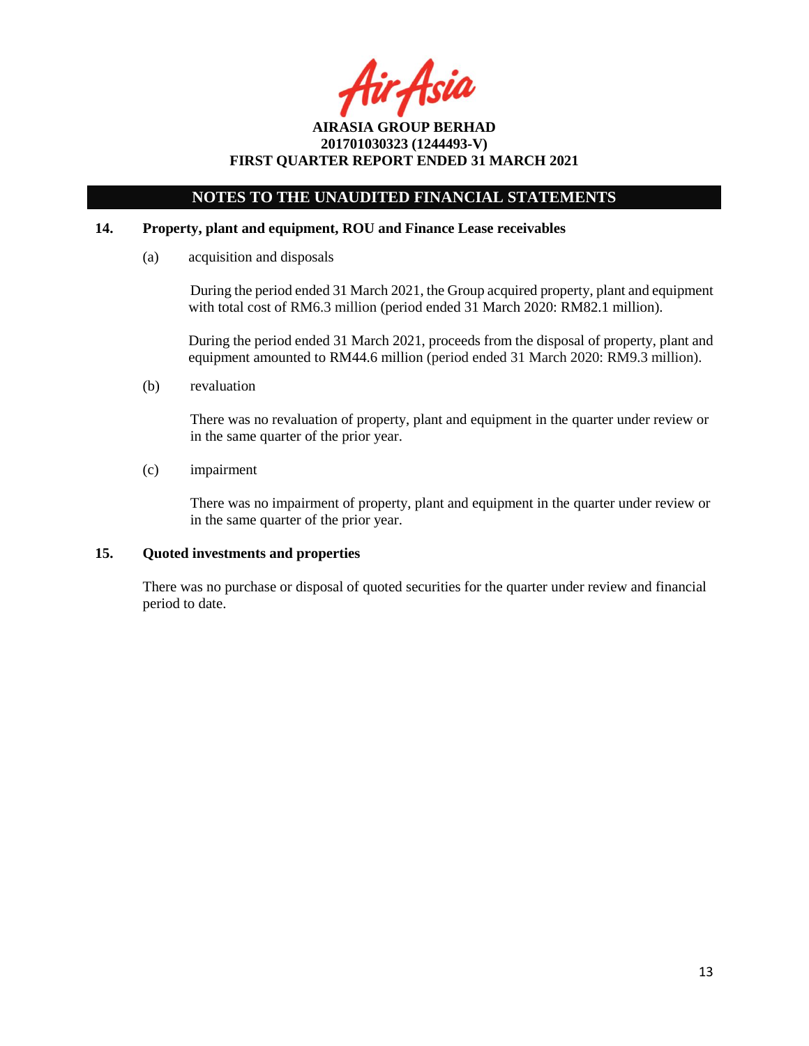# NOTES TO THE UNAUDITED FINANCIAL STATEMENTS

## 14. Property, plant and equipment, ROU and Finance Lease receivables

(a) acquisition and disposals

During the period ended 31 March 2021, the Group acquired property, plant and equipment with total cost of RM6.3 million (period ended 31 March 2020: RM82.1 million).

During the period ended 31 March 2021, proceeds from the disposal of property, plant and equipment amounted to RM44.6 million (period ended 31 March 2020: RM9.3 million).

(b) revaluation

There was no revaluation of property, plant and equipment in the quarter under review or in the same quarter of the prior year.

(c) impairment

There was no impairment of property, plant and equipment in the quarter under review or in the same quarter of the prior year.

## 15. Quoted investments and properties

There was no purchase or disposal of quoted securities for the quarter under review and financial period to date.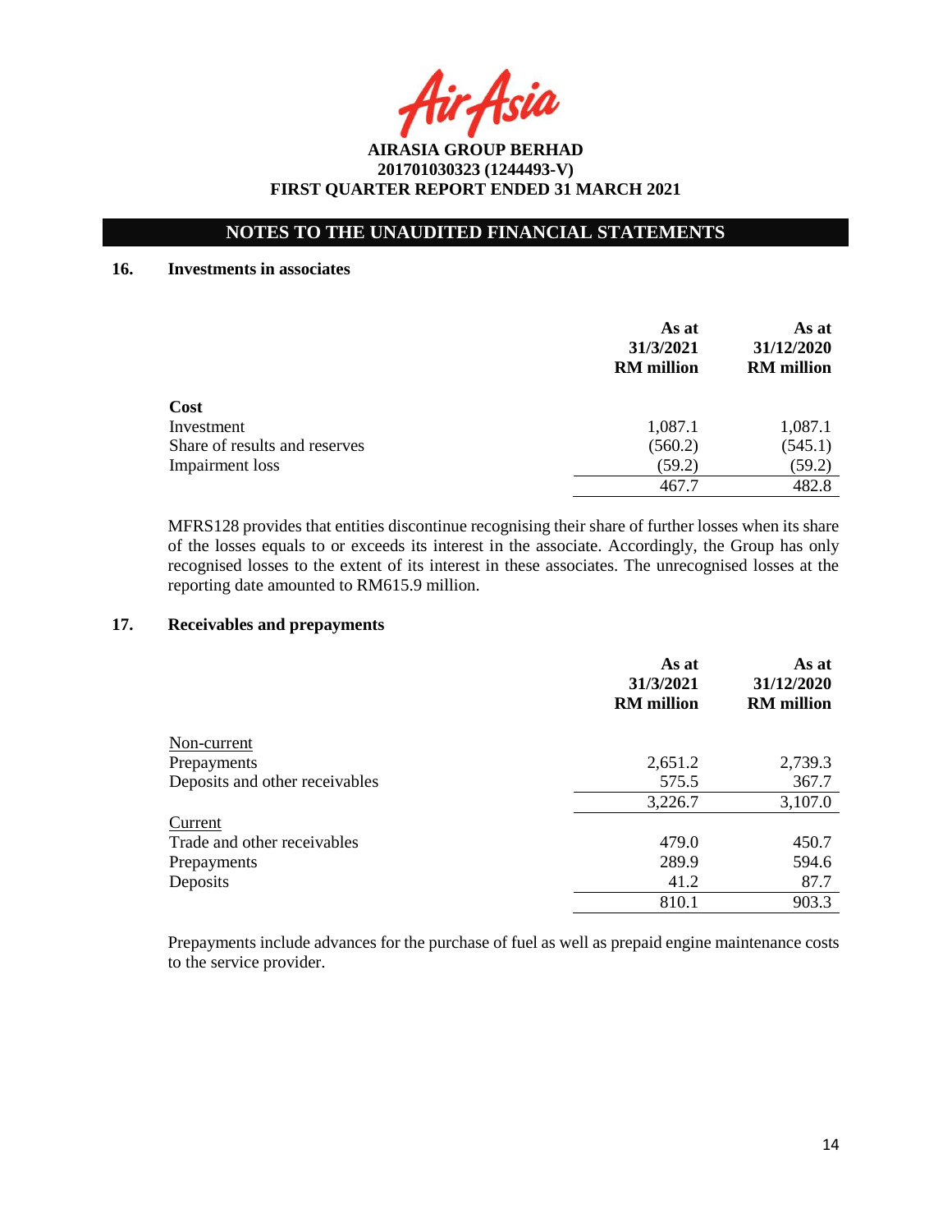## NOTES TO THE UNAUDITED FINANCIAL STATEMENTS

### 16. Investments in associates

| | As at 31/3/2021 RM million | As at 31/12/2020 RM million |
|---|---|---|
| **Cost** | | |
| Investment | 1,087.1 | 1,087.1 |
| Share of results and reserves | (560.2) | (545.1) |
| Impairment loss | (59.2) | (59.2) |
| | 467.7 | 482.8 |

MFRS128 provides that entities discontinue recognising their share of further losses when its share of the losses equals to or exceeds its interest in the associate. Accordingly, the Group has only recognised losses to the extent of its interest in these associates. The unrecognised losses at the reporting date amounted to RM615.9 million.

### 17. Receivables and prepayments

| | As at 31/3/2021 RM million | As at 31/12/2020 RM million |
|---|---|---|
| Non-current | | |
| Prepayments | 2,651.2 | 2,739.3 |
| Deposits and other receivables | 575.5 | 367.7 |
| | 3,226.7 | 3,107.0 |
| Current | | |
| Trade and other receivables | 479.0 | 450.7 |
| Prepayments | 289.9 | 594.6 |
| Deposits | 41.2 | 87.7 |
| | 810.1 | 903.3 |

Prepayments include advances for the purchase of fuel as well as prepaid engine maintenance costs to the service provider.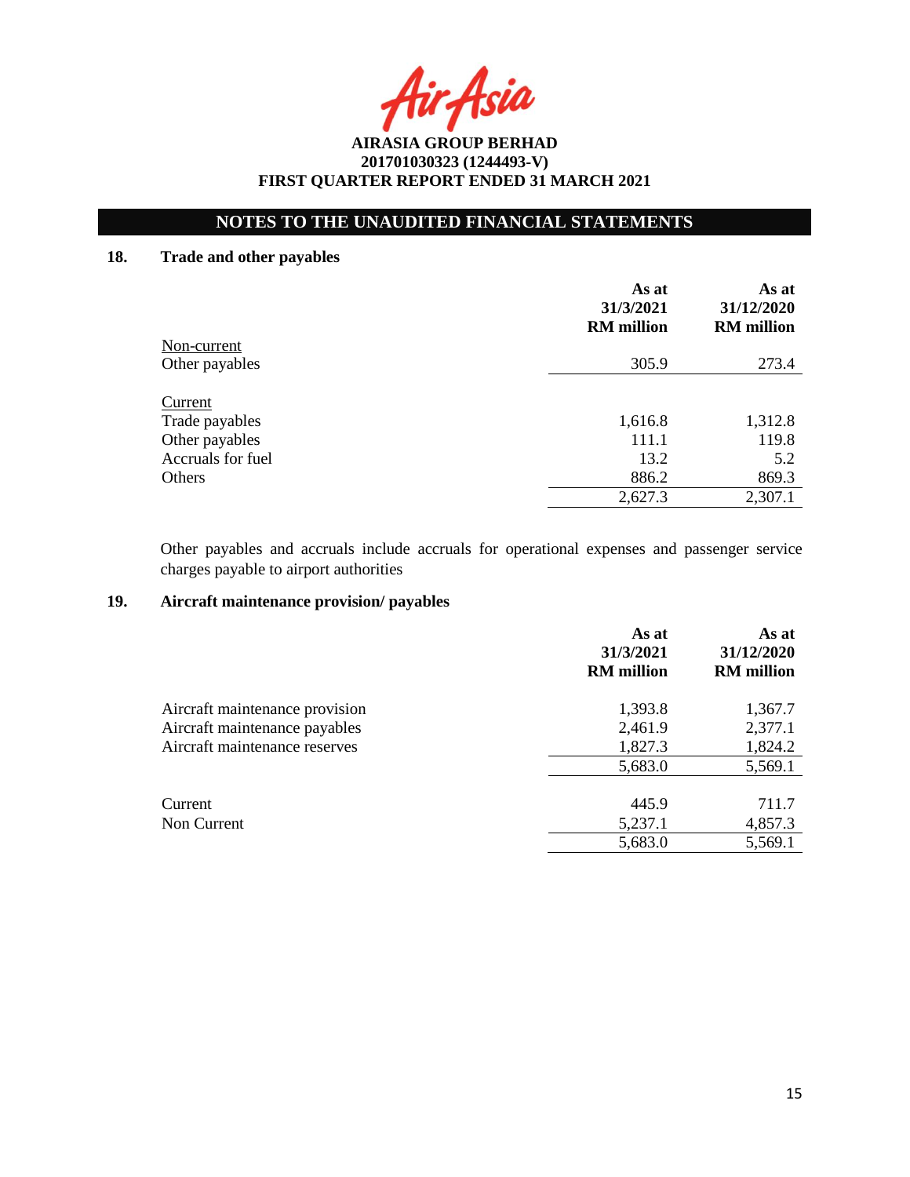**AIRASIA GROUP BERHAD**
**201701030323 (1244493-V)**
**FIRST QUARTER REPORT ENDED 31 MARCH 2021**

## NOTES TO THE UNAUDITED FINANCIAL STATEMENTS

### 18. Trade and other payables

| | As at 31/3/2021 RM million | As at 31/12/2020 RM million |
|---|---|---|
| Non-current | | |
| Other payables | 305.9 | 273.4 |
| | | |
| Current | | |
| Trade payables | 1,616.8 | 1,312.8 |
| Other payables | 111.1 | 119.8 |
| Accruals for fuel | 13.2 | 5.2 |
| Others | 886.2 | 869.3 |
| | 2,627.3 | 2,307.1 |

Other payables and accruals include accruals for operational expenses and passenger service charges payable to airport authorities

### 19. Aircraft maintenance provision/ payables

| | As at 31/3/2021 RM million | As at 31/12/2020 RM million |
|---|---|---|
| Aircraft maintenance provision | 1,393.8 | 1,367.7 |
| Aircraft maintenance payables | 2,461.9 | 2,377.1 |
| Aircraft maintenance reserves | 1,827.3 | 1,824.2 |
| | 5,683.0 | 5,569.1 |
| | | |
| Current | 445.9 | 711.7 |
| Non Current | 5,237.1 | 4,857.3 |
| | 5,683.0 | 5,569.1 |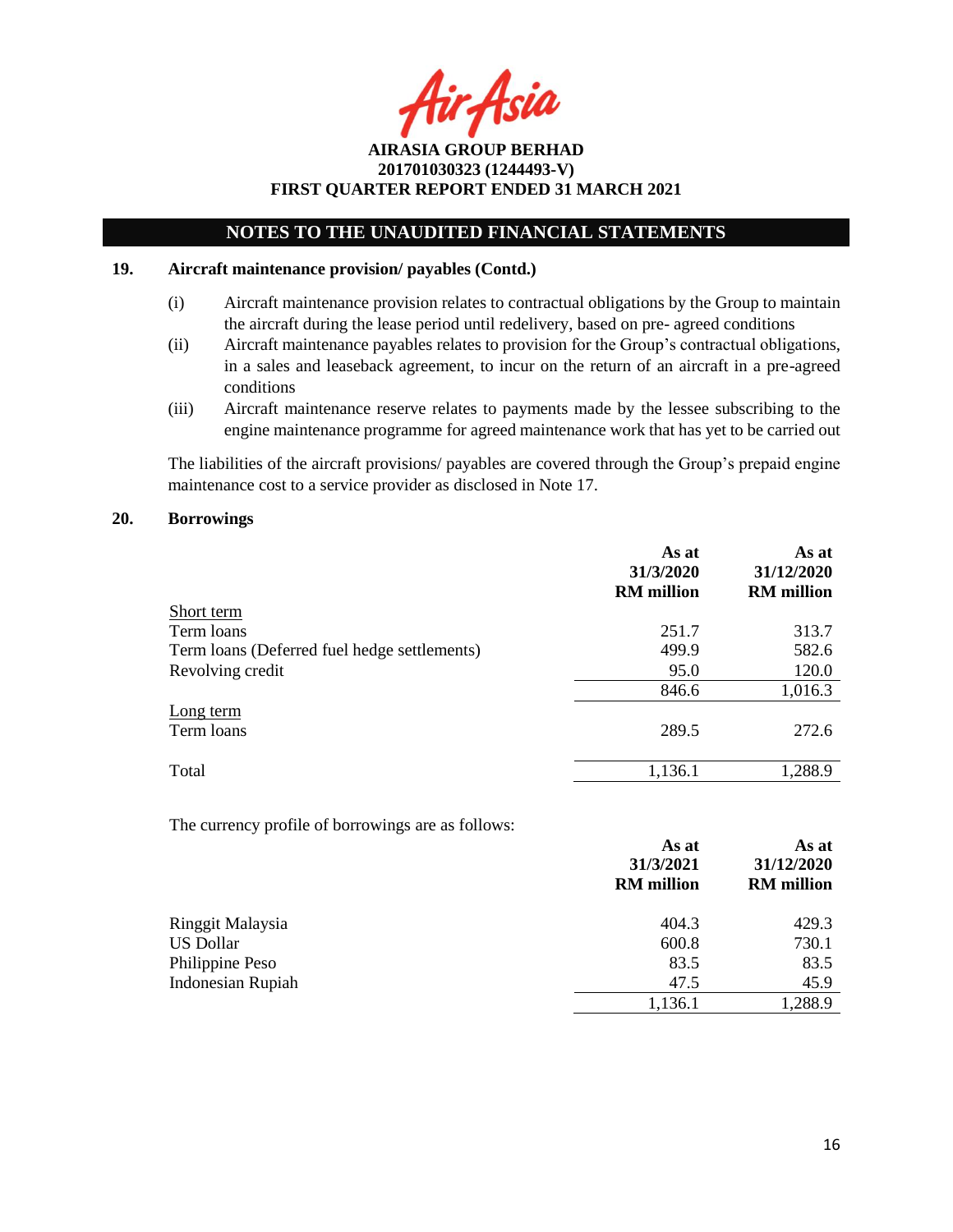AIRASIA GROUP BERHAD
201701030323 (1244493-V)
FIRST QUARTER REPORT ENDED 31 MARCH 2021

**NOTES TO THE UNAUDITED FINANCIAL STATEMENTS**

**19. Aircraft maintenance provision/ payables (Contd.)**

(i) Aircraft maintenance provision relates to contractual obligations by the Group to maintain the aircraft during the lease period until redelivery, based on pre- agreed conditions

(ii) Aircraft maintenance payables relates to provision for the Group's contractual obligations, in a sales and leaseback agreement, to incur on the return of an aircraft in a pre-agreed conditions

(iii) Aircraft maintenance reserve relates to payments made by the lessee subscribing to the engine maintenance programme for agreed maintenance work that has yet to be carried out

The liabilities of the aircraft provisions/ payables are covered through the Group's prepaid engine maintenance cost to a service provider as disclosed in Note 17.

**20. Borrowings**

| | As at 31/3/2020 RM million | As at 31/12/2020 RM million |
|---|---|---|
| Short term | | |
| Term loans | 251.7 | 313.7 |
| Term loans (Deferred fuel hedge settlements) | 499.9 | 582.6 |
| Revolving credit | 95.0 | 120.0 |
| | 846.6 | 1,016.3 |
| Long term | | |
| Term loans | 289.5 | 272.6 |
| Total | 1,136.1 | 1,288.9 |

The currency profile of borrowings are as follows:

| | As at 31/3/2021 RM million | As at 31/12/2020 RM million |
|---|---|---|
| Ringgit Malaysia | 404.3 | 429.3 |
| US Dollar | 600.8 | 730.1 |
| Philippine Peso | 83.5 | 83.5 |
| Indonesian Rupiah | 47.5 | 45.9 |
| | 1,136.1 | 1,288.9 |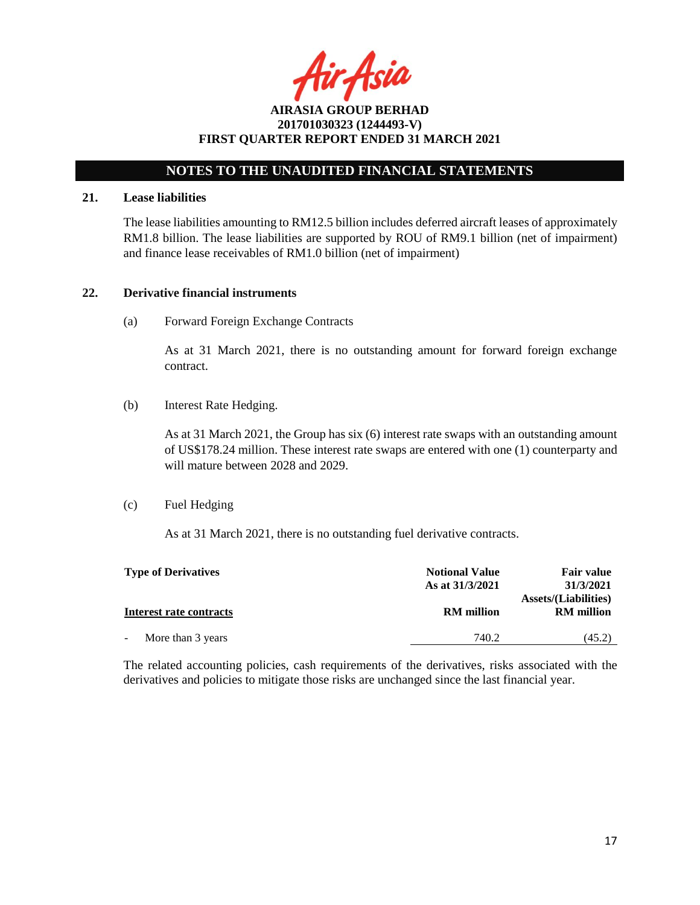# NOTES TO THE UNAUDITED FINANCIAL STATEMENTS

## 21. Lease liabilities

The lease liabilities amounting to RM12.5 billion includes deferred aircraft leases of approximately RM1.8 billion. The lease liabilities are supported by ROU of RM9.1 billion (net of impairment) and finance lease receivables of RM1.0 billion (net of impairment)

## 22. Derivative financial instruments

(a) Forward Foreign Exchange Contracts

As at 31 March 2021, there is no outstanding amount for forward foreign exchange contract.

(b) Interest Rate Hedging.

As at 31 March 2021, the Group has six (6) interest rate swaps with an outstanding amount of US$178.24 million. These interest rate swaps are entered with one (1) counterparty and will mature between 2028 and 2029.

(c) Fuel Hedging

As at 31 March 2021, there is no outstanding fuel derivative contracts.

| **Type of Derivatives** | **Notional Value As at 31/3/2021** | **Fair value 31/3/2021 Assets/(Liabilities)** |
|---|---|---|
| **Interest rate contracts** | **RM million** | **RM million** |
| - More than 3 years | 740.2 | (45.2) |

The related accounting policies, cash requirements of the derivatives, risks associated with the derivatives and policies to mitigate those risks are unchanged since the last financial year.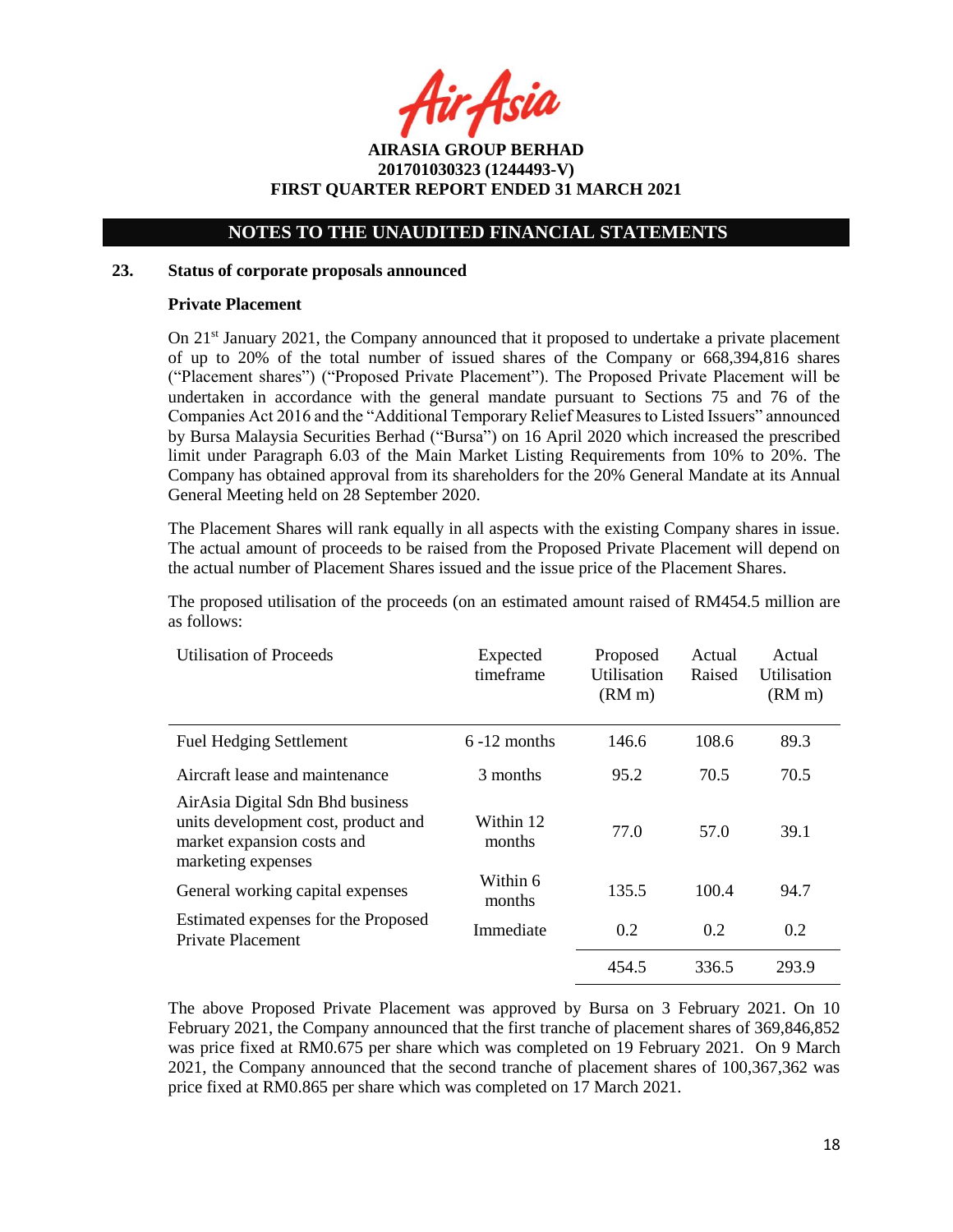## NOTES TO THE UNAUDITED FINANCIAL STATEMENTS

### 23. Status of corporate proposals announced

**Private Placement**

On 21st January 2021, the Company announced that it proposed to undertake a private placement of up to 20% of the total number of issued shares of the Company or 668,394,816 shares ("Placement shares") ("Proposed Private Placement"). The Proposed Private Placement will be undertaken in accordance with the general mandate pursuant to Sections 75 and 76 of the Companies Act 2016 and the "Additional Temporary Relief Measures to Listed Issuers" announced by Bursa Malaysia Securities Berhad ("Bursa") on 16 April 2020 which increased the prescribed limit under Paragraph 6.03 of the Main Market Listing Requirements from 10% to 20%. The Company has obtained approval from its shareholders for the 20% General Mandate at its Annual General Meeting held on 28 September 2020.

The Placement Shares will rank equally in all aspects with the existing Company shares in issue. The actual amount of proceeds to be raised from the Proposed Private Placement will depend on the actual number of Placement Shares issued and the issue price of the Placement Shares.

The proposed utilisation of the proceeds (on an estimated amount raised of RM454.5 million are as follows:

| Utilisation of Proceeds | Expected timeframe | Proposed Utilisation (RM m) | Actual Raised | Actual Utilisation (RM m) |
|---|---|---|---|---|
| Fuel Hedging Settlement | 6 -12 months | 146.6 | 108.6 | 89.3 |
| Aircraft lease and maintenance | 3 months | 95.2 | 70.5 | 70.5 |
| AirAsia Digital Sdn Bhd business units development cost, product and market expansion costs and marketing expenses | Within 12 months | 77.0 | 57.0 | 39.1 |
| General working capital expenses | Within 6 months | 135.5 | 100.4 | 94.7 |
| Estimated expenses for the Proposed Private Placement | Immediate | 0.2 | 0.2 | 0.2 |
| | | 454.5 | 336.5 | 293.9 |

The above Proposed Private Placement was approved by Bursa on 3 February 2021. On 10 February 2021, the Company announced that the first tranche of placement shares of 369,846,852 was price fixed at RM0.675 per share which was completed on 19 February 2021. On 9 March 2021, the Company announced that the second tranche of placement shares of 100,367,362 was price fixed at RM0.865 per share which was completed on 17 March 2021.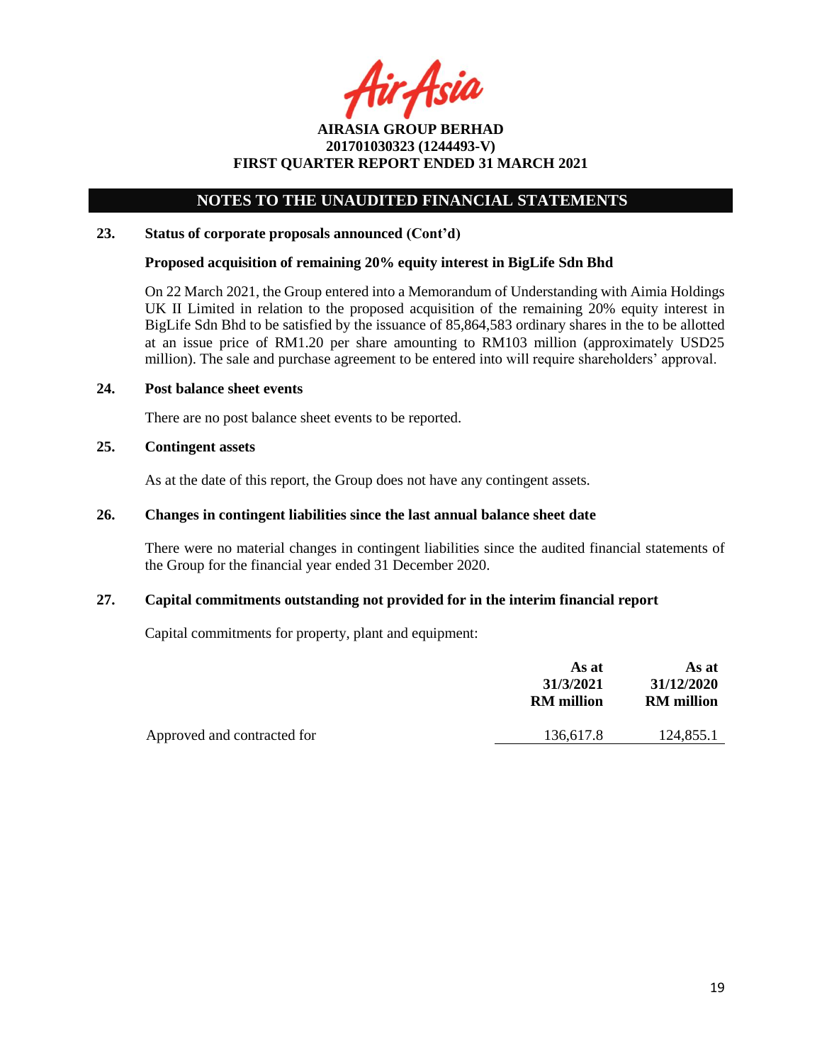## NOTES TO THE UNAUDITED FINANCIAL STATEMENTS

**23. Status of corporate proposals announced (Cont'd)**

**Proposed acquisition of remaining 20% equity interest in BigLife Sdn Bhd**

On 22 March 2021, the Group entered into a Memorandum of Understanding with Aimia Holdings UK II Limited in relation to the proposed acquisition of the remaining 20% equity interest in BigLife Sdn Bhd to be satisfied by the issuance of 85,864,583 ordinary shares in the to be allotted at an issue price of RM1.20 per share amounting to RM103 million (approximately USD25 million). The sale and purchase agreement to be entered into will require shareholders' approval.

**24. Post balance sheet events**

There are no post balance sheet events to be reported.

**25. Contingent assets**

As at the date of this report, the Group does not have any contingent assets.

**26. Changes in contingent liabilities since the last annual balance sheet date**

There were no material changes in contingent liabilities since the audited financial statements of the Group for the financial year ended 31 December 2020.

**27. Capital commitments outstanding not provided for in the interim financial report**

Capital commitments for property, plant and equipment:

| | As at 31/3/2021 RM million | As at 31/12/2020 RM million |
|---|---|---|
| Approved and contracted for | 136,617.8 | 124,855.1 |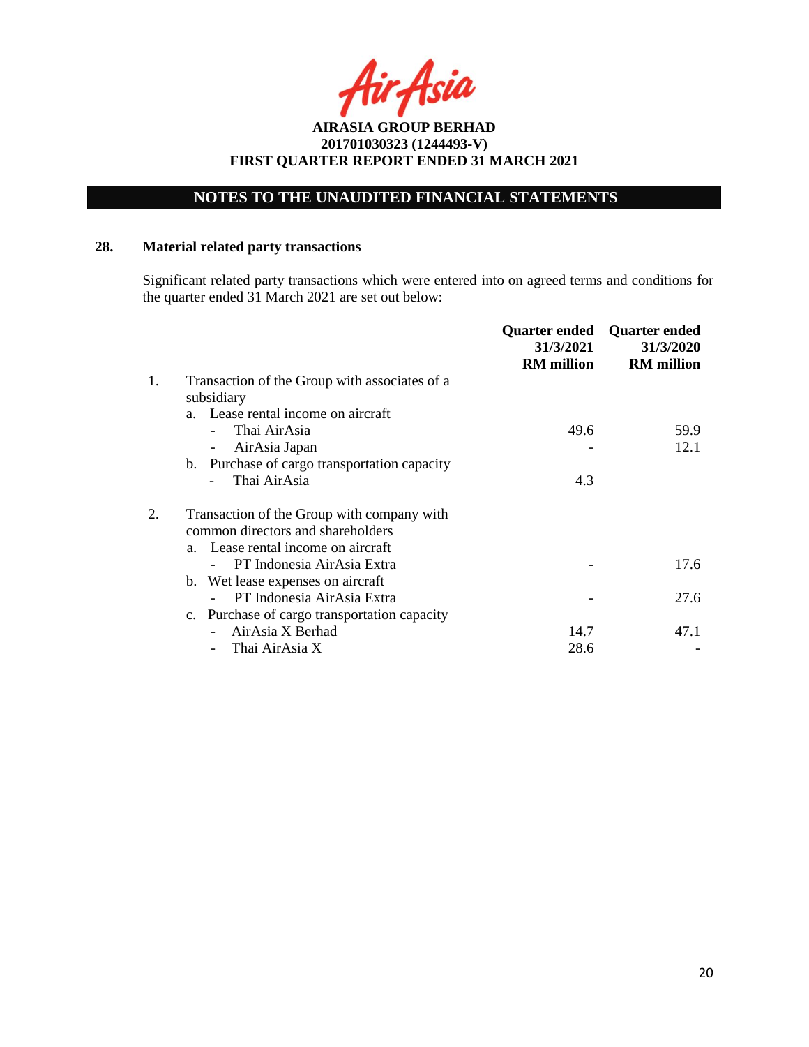**AIRASIA GROUP BERHAD**
**201701030323 (1244493-V)**
**FIRST QUARTER REPORT ENDED 31 MARCH 2021**

## NOTES TO THE UNAUDITED FINANCIAL STATEMENTS

### 28. Material related party transactions

Significant related party transactions which were entered into on agreed terms and conditions for the quarter ended 31 March 2021 are set out below:

| | | Quarter ended 31/3/2021 RM million | Quarter ended 31/3/2020 RM million |
|---|---|---|---|
| 1. | Transaction of the Group with associates of a subsidiary | | |
| | a. Lease rental income on aircraft | | |
| | - Thai AirAsia | 49.6 | 59.9 |
| | - AirAsia Japan | - | 12.1 |
| | b. Purchase of cargo transportation capacity | | |
| | - Thai AirAsia | 4.3 | |
| 2. | Transaction of the Group with company with common directors and shareholders | | |
| | a. Lease rental income on aircraft | | |
| | - PT Indonesia AirAsia Extra | - | 17.6 |
| | b. Wet lease expenses on aircraft | | |
| | - PT Indonesia AirAsia Extra | - | 27.6 |
| | c. Purchase of cargo transportation capacity | | |
| | - AirAsia X Berhad | 14.7 | 47.1 |
| | - Thai AirAsia X | 28.6 | - |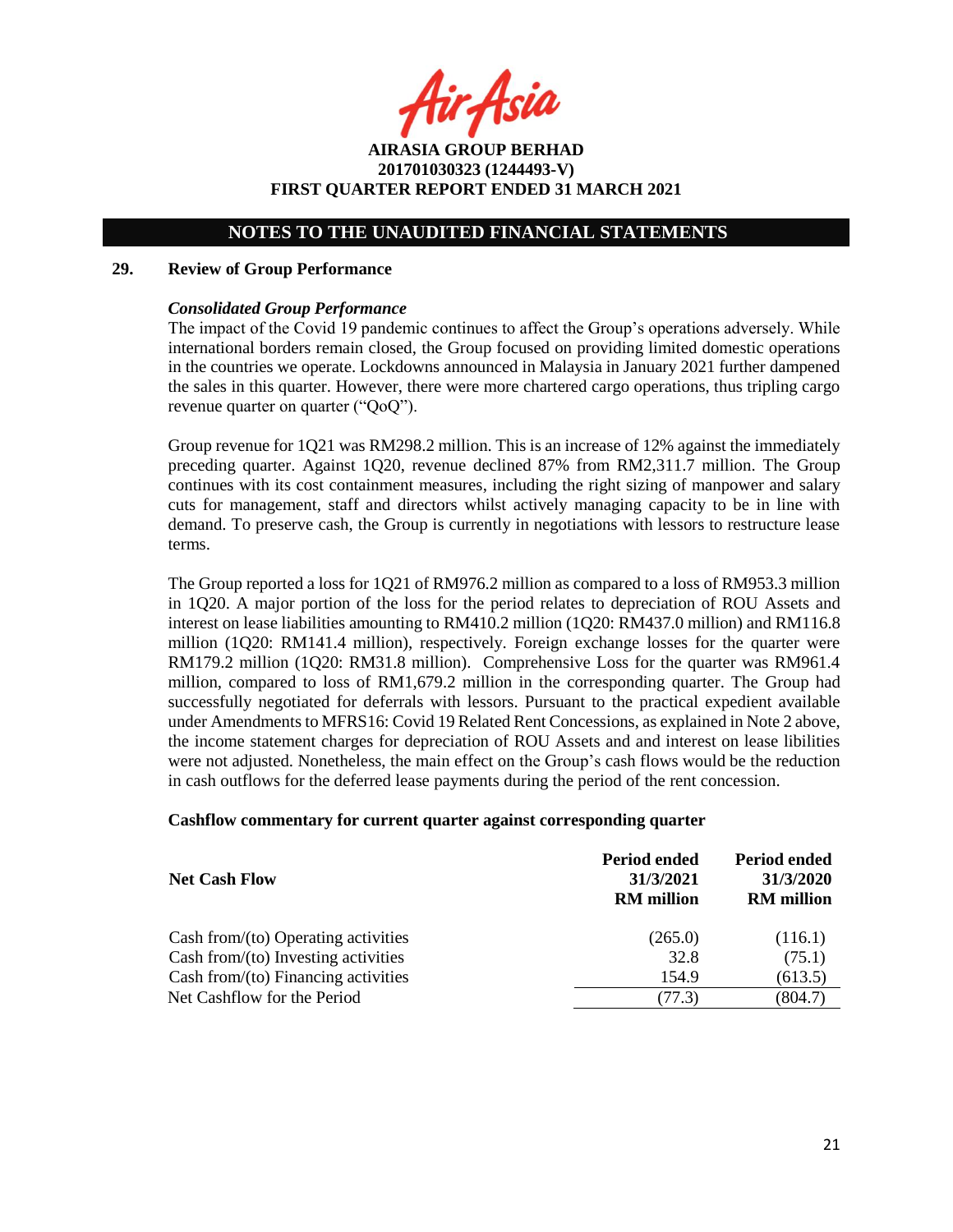**AIRASIA GROUP BERHAD**
**201701030323 (1244493-V)**
**FIRST QUARTER REPORT ENDED 31 MARCH 2021**

## NOTES TO THE UNAUDITED FINANCIAL STATEMENTS

### 29. Review of Group Performance

***Consolidated Group Performance***

The impact of the Covid 19 pandemic continues to affect the Group's operations adversely. While international borders remain closed, the Group focused on providing limited domestic operations in the countries we operate. Lockdowns announced in Malaysia in January 2021 further dampened the sales in this quarter. However, there were more chartered cargo operations, thus tripling cargo revenue quarter on quarter ("QoQ").

Group revenue for 1Q21 was RM298.2 million. This is an increase of 12% against the immediately preceding quarter. Against 1Q20, revenue declined 87% from RM2,311.7 million. The Group continues with its cost containment measures, including the right sizing of manpower and salary cuts for management, staff and directors whilst actively managing capacity to be in line with demand. To preserve cash, the Group is currently in negotiations with lessors to restructure lease terms.

The Group reported a loss for 1Q21 of RM976.2 million as compared to a loss of RM953.3 million in 1Q20. A major portion of the loss for the period relates to depreciation of ROU Assets and interest on lease liabilities amounting to RM410.2 million (1Q20: RM437.0 million) and RM116.8 million (1Q20: RM141.4 million), respectively. Foreign exchange losses for the quarter were RM179.2 million (1Q20: RM31.8 million). Comprehensive Loss for the quarter was RM961.4 million, compared to loss of RM1,679.2 million in the corresponding quarter. The Group had successfully negotiated for deferrals with lessors. Pursuant to the practical expedient available under Amendments to MFRS16: Covid 19 Related Rent Concessions, as explained in Note 2 above, the income statement charges for depreciation of ROU Assets and and interest on lease lbilities were not adjusted. Nonetheless, the main effect on the Group's cash flows would be the reduction in cash outflows for the deferred lease payments during the period of the rent concession.

**Cashflow commentary for current quarter against corresponding quarter**

| **Net Cash Flow** | **Period ended 31/3/2021 RM million** | **Period ended 31/3/2020 RM million** |
|---|---|---|
| Cash from/(to) Operating activities | (265.0) | (116.1) |
| Cash from/(to) Investing activities | 32.8 | (75.1) |
| Cash from/(to) Financing activities | 154.9 | (613.5) |
| Net Cashflow for the Period | (77.3) | (804.7) |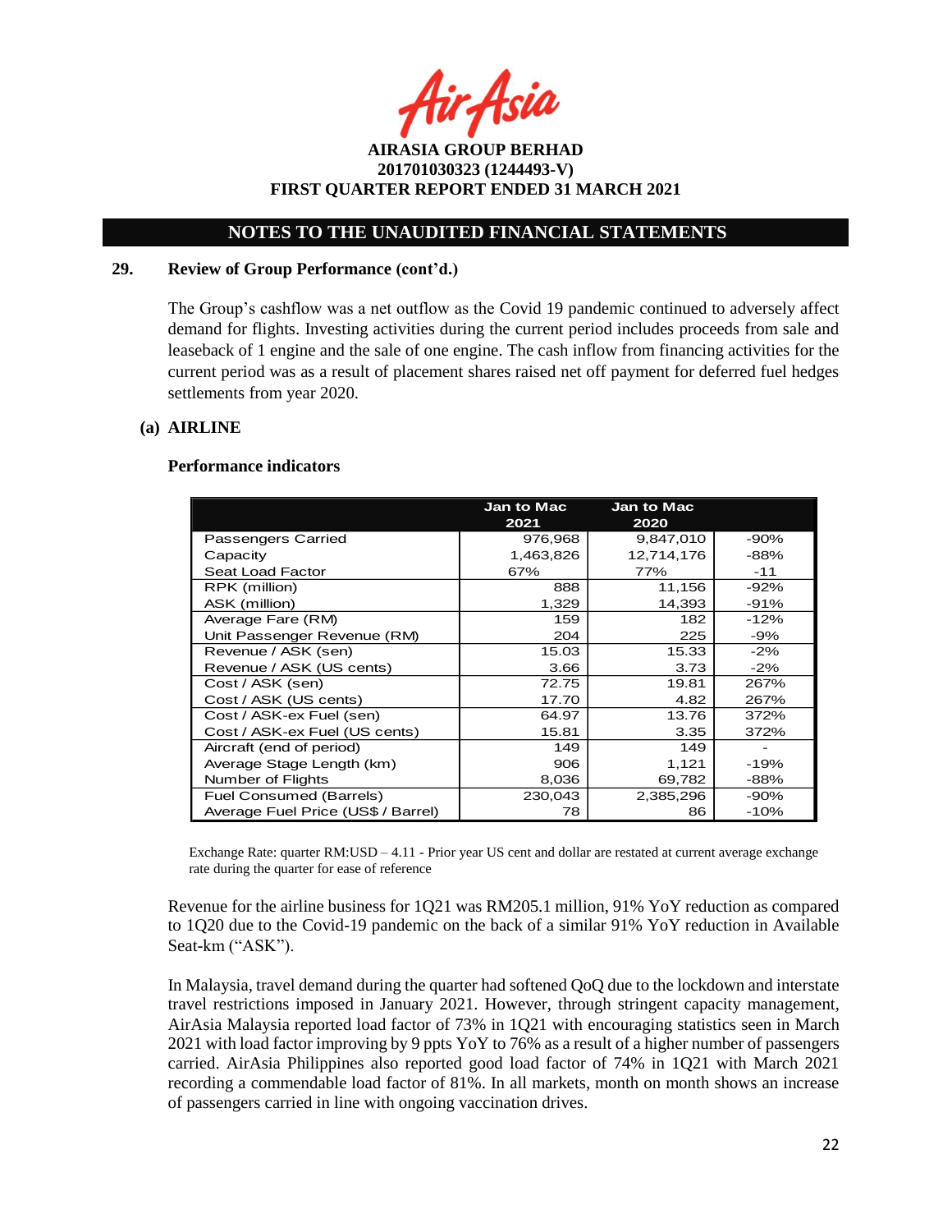AIRASIA GROUP BERHAD
201701030323 (1244493-V)
FIRST QUARTER REPORT ENDED 31 MARCH 2021

## NOTES TO THE UNAUDITED FINANCIAL STATEMENTS

### 29. Review of Group Performance (cont'd.)

The Group's cashflow was a net outflow as the Covid 19 pandemic continued to adversely affect demand for flights. Investing activities during the current period includes proceeds from sale and leaseback of 1 engine and the sale of one engine. The cash inflow from financing activities for the current period was as a result of placement shares raised net off payment for deferred fuel hedges settlements from year 2020.

#### (a) AIRLINE

**Performance indicators**

| | Jan to Mac 2021 | Jan to Mac 2020 | |
|---|---|---|---|
| Passengers Carried | 976,968 | 9,847,010 | -90% |
| Capacity | 1,463,826 | 12,714,176 | -88% |
| Seat Load Factor | 67% | 77% | -11 |
| RPK (million) | 888 | 11,156 | -92% |
| ASK (million) | 1,329 | 14,393 | -91% |
| Average Fare (RM) | 159 | 182 | -12% |
| Unit Passenger Revenue (RM) | 204 | 225 | -9% |
| Revenue / ASK (sen) | 15.03 | 15.33 | -2% |
| Revenue / ASK (US cents) | 3.66 | 3.73 | -2% |
| Cost / ASK (sen) | 72.75 | 19.81 | 267% |
| Cost / ASK (US cents) | 17.70 | 4.82 | 267% |
| Cost / ASK-ex Fuel (sen) | 64.97 | 13.76 | 372% |
| Cost / ASK-ex Fuel (US cents) | 15.81 | 3.35 | 372% |
| Aircraft (end of period) | 149 | 149 | - |
| Average Stage Length (km) | 906 | 1,121 | -19% |
| Number of Flights | 8,036 | 69,782 | -88% |
| Fuel Consumed (Barrels) | 230,043 | 2,385,296 | -90% |
| Average Fuel Price (US$ / Barrel) | 78 | 86 | -10% |

Exchange Rate: quarter RM:USD – 4.11 - Prior year US cent and dollar are restated at current average exchange rate during the quarter for ease of reference

Revenue for the airline business for 1Q21 was RM205.1 million, 91% YoY reduction as compared to 1Q20 due to the Covid-19 pandemic on the back of a similar 91% YoY reduction in Available Seat-km ("ASK").

In Malaysia, travel demand during the quarter had softened QoQ due to the lockdown and interstate travel restrictions imposed in January 2021. However, through stringent capacity management, AirAsia Malaysia reported load factor of 73% in 1Q21 with encouraging statistics seen in March 2021 with load factor improving by 9 ppts YoY to 76% as a result of a higher number of passengers carried. AirAsia Philippines also reported good load factor of 74% in 1Q21 with March 2021 recording a commendable load factor of 81%. In all markets, month on month shows an increase of passengers carried in line with ongoing vaccination drives.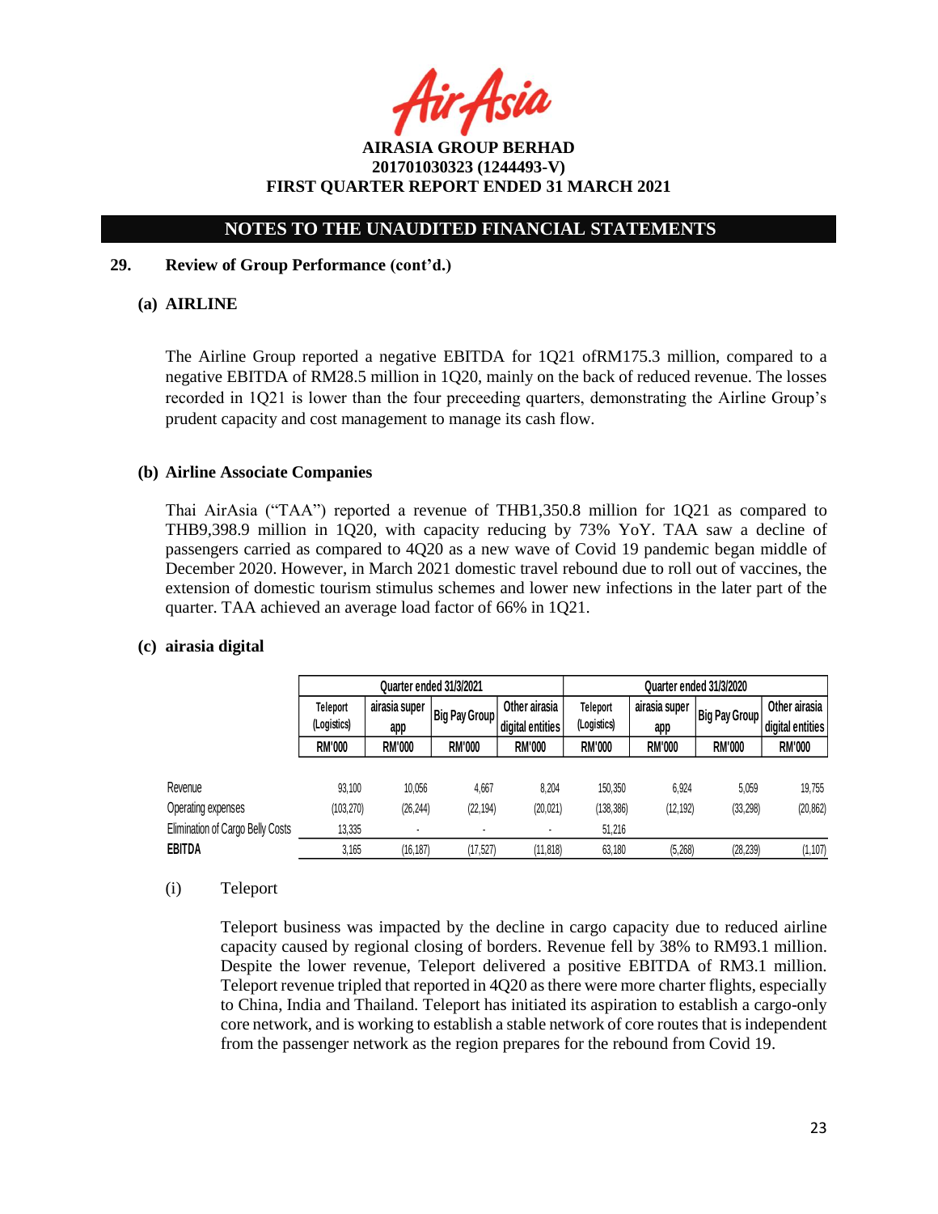AIRASIA GROUP BERHAD
201701030323 (1244493-V)
FIRST QUARTER REPORT ENDED 31 MARCH 2021

## NOTES TO THE UNAUDITED FINANCIAL STATEMENTS

### 29. Review of Group Performance (cont'd.)

#### (a) AIRLINE

The Airline Group reported a negative EBITDA for 1Q21 ofRM175.3 million, compared to a negative EBITDA of RM28.5 million in 1Q20, mainly on the back of reduced revenue. The losses recorded in 1Q21 is lower than the four preceeding quarters, demonstrating the Airline Group's prudent capacity and cost management to manage its cash flow.

#### (b) Airline Associate Companies

Thai AirAsia ("TAA") reported a revenue of THB1,350.8 million for 1Q21 as compared to THB9,398.9 million in 1Q20, with capacity reducing by 73% YoY. TAA saw a decline of passengers carried as compared to 4Q20 as a new wave of Covid 19 pandemic began middle of December 2020. However, in March 2021 domestic travel rebound due to roll out of vaccines, the extension of domestic tourism stimulus schemes and lower new infections in the later part of the quarter. TAA achieved an average load factor of 66% in 1Q21.

#### (c) airasia digital

| | Quarter ended 31/3/2021 | | | | Quarter ended 31/3/2020 | | | |
|---|---|---|---|---|---|---|---|---|
| | Teleport (Logistics) | airasia super app | Big Pay Group | Other airasia digital entities | Teleport (Logistics) | airasia super app | Big Pay Group | Other airasia digital entities |
| | RM'000 | RM'000 | RM'000 | RM'000 | RM'000 | RM'000 | RM'000 | RM'000 |
| Revenue | 93,100 | 10,056 | 4,667 | 8,204 | 150,350 | 6,924 | 5,059 | 19,755 |
| Operating expenses | (103,270) | (26,244) | (22,194) | (20,021) | (138,386) | (12,192) | (33,298) | (20,862) |
| Elimination of Cargo Belly Costs | 13,335 | - | - | - | 51,216 | | | |
| **EBITDA** | 3,165 | (16,187) | (17,527) | (11,818) | 63,180 | (5,268) | (28,239) | (1,107) |

(i) Teleport

Teleport business was impacted by the decline in cargo capacity due to reduced airline capacity caused by regional closing of borders. Revenue fell by 38% to RM93.1 million. Despite the lower revenue, Teleport delivered a positive EBITDA of RM3.1 million. Teleport revenue tripled that reported in 4Q20 as there were more charter flights, especially to China, India and Thailand. Teleport has initiated its aspiration to establish a cargo-only core network, and is working to establish a stable network of core routes that is independent from the passenger network as the region prepares for the rebound from Covid 19.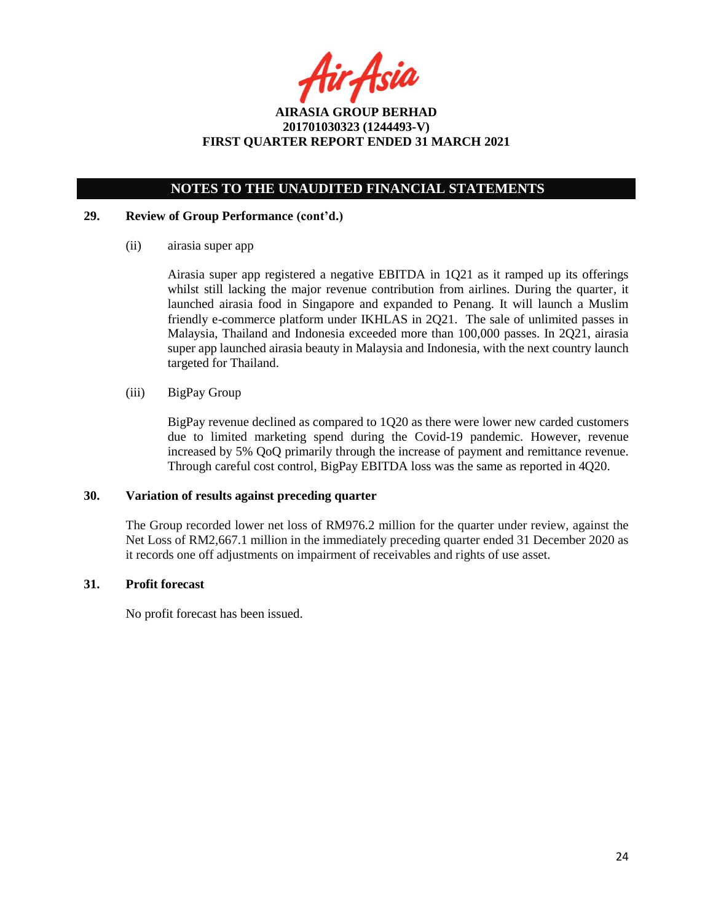## NOTES TO THE UNAUDITED FINANCIAL STATEMENTS

### 29. Review of Group Performance (cont'd.)

(ii) airasia super app

Airasia super app registered a negative EBITDA in 1Q21 as it ramped up its offerings whilst still lacking the major revenue contribution from airlines. During the quarter, it launched airasia food in Singapore and expanded to Penang. It will launch a Muslim friendly e-commerce platform under IKHLAS in 2Q21. The sale of unlimited passes in Malaysia, Thailand and Indonesia exceeded more than 100,000 passes. In 2Q21, airasia super app launched airasia beauty in Malaysia and Indonesia, with the next country launch targeted for Thailand.

(iii) BigPay Group

BigPay revenue declined as compared to 1Q20 as there were lower new carded customers due to limited marketing spend during the Covid-19 pandemic. However, revenue increased by 5% QoQ primarily through the increase of payment and remittance revenue. Through careful cost control, BigPay EBITDA loss was the same as reported in 4Q20.

### 30. Variation of results against preceding quarter

The Group recorded lower net loss of RM976.2 million for the quarter under review, against the Net Loss of RM2,667.1 million in the immediately preceding quarter ended 31 December 2020 as it records one off adjustments on impairment of receivables and rights of use asset.

### 31. Profit forecast

No profit forecast has been issued.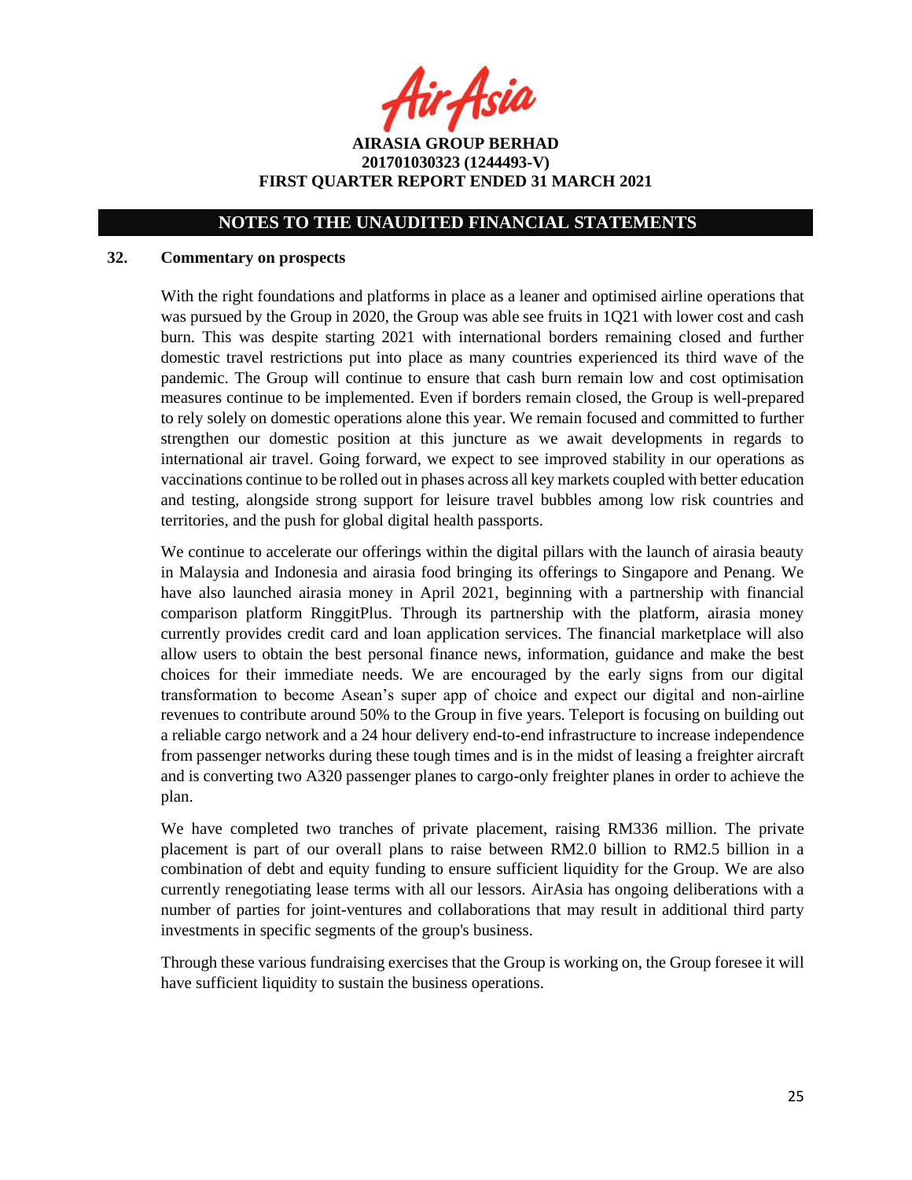## NOTES TO THE UNAUDITED FINANCIAL STATEMENTS

### 32. Commentary on prospects

With the right foundations and platforms in place as a leaner and optimised airline operations that was pursued by the Group in 2020, the Group was able see fruits in 1Q21 with lower cost and cash burn. This was despite starting 2021 with international borders remaining closed and further domestic travel restrictions put into place as many countries experienced its third wave of the pandemic. The Group will continue to ensure that cash burn remain low and cost optimisation measures continue to be implemented. Even if borders remain closed, the Group is well-prepared to rely solely on domestic operations alone this year. We remain focused and committed to further strengthen our domestic position at this juncture as we await developments in regards to international air travel. Going forward, we expect to see improved stability in our operations as vaccinations continue to be rolled out in phases across all key markets coupled with better education and testing, alongside strong support for leisure travel bubbles among low risk countries and territories, and the push for global digital health passports.

We continue to accelerate our offerings within the digital pillars with the launch of airasia beauty in Malaysia and Indonesia and airasia food bringing its offerings to Singapore and Penang. We have also launched airasia money in April 2021, beginning with a partnership with financial comparison platform RinggitPlus. Through its partnership with the platform, airasia money currently provides credit card and loan application services. The financial marketplace will also allow users to obtain the best personal finance news, information, guidance and make the best choices for their immediate needs. We are encouraged by the early signs from our digital transformation to become Asean's super app of choice and expect our digital and non-airline revenues to contribute around 50% to the Group in five years. Teleport is focusing on building out a reliable cargo network and a 24 hour delivery end-to-end infrastructure to increase independence from passenger networks during these tough times and is in the midst of leasing a freighter aircraft and is converting two A320 passenger planes to cargo-only freighter planes in order to achieve the plan.

We have completed two tranches of private placement, raising RM336 million. The private placement is part of our overall plans to raise between RM2.0 billion to RM2.5 billion in a combination of debt and equity funding to ensure sufficient liquidity for the Group. We are also currently renegotiating lease terms with all our lessors. AirAsia has ongoing deliberations with a number of parties for joint-ventures and collaborations that may result in additional third party investments in specific segments of the group's business.

Through these various fundraising exercises that the Group is working on, the Group foresee it will have sufficient liquidity to sustain the business operations.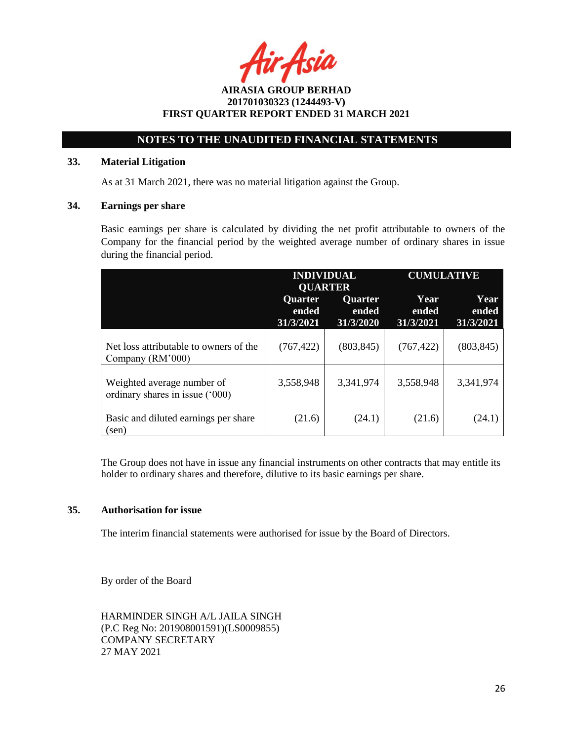**AIRASIA GROUP BERHAD**
**201701030323 (1244493-V)**
**FIRST QUARTER REPORT ENDED 31 MARCH 2021**

## NOTES TO THE UNAUDITED FINANCIAL STATEMENTS

### 33. Material Litigation

As at 31 March 2021, there was no material litigation against the Group.

### 34. Earnings per share

Basic earnings per share is calculated by dividing the net profit attributable to owners of the Company for the financial period by the weighted average number of ordinary shares in issue during the financial period.

| | INDIVIDUAL QUARTER | | CUMULATIVE | |
|---|---|---|---|---|
| | Quarter ended 31/3/2021 | Quarter ended 31/3/2020 | Year ended 31/3/2021 | Year ended 31/3/2021 |
| Net loss attributable to owners of the Company (RM'000) | (767,422) | (803,845) | (767,422) | (803,845) |
| Weighted average number of ordinary shares in issue ('000) | 3,558,948 | 3,341,974 | 3,558,948 | 3,341,974 |
| Basic and diluted earnings per share (sen) | (21.6) | (24.1) | (21.6) | (24.1) |

The Group does not have in issue any financial instruments on other contracts that may entitle its holder to ordinary shares and therefore, dilutive to its basic earnings per share.

### 35. Authorisation for issue

The interim financial statements were authorised for issue by the Board of Directors.

By order of the Board

HARMINDER SINGH A/L JAILA SINGH
(P.C Reg No: 201908001591)(LS0009855)
COMPANY SECRETARY
27 MAY 2021